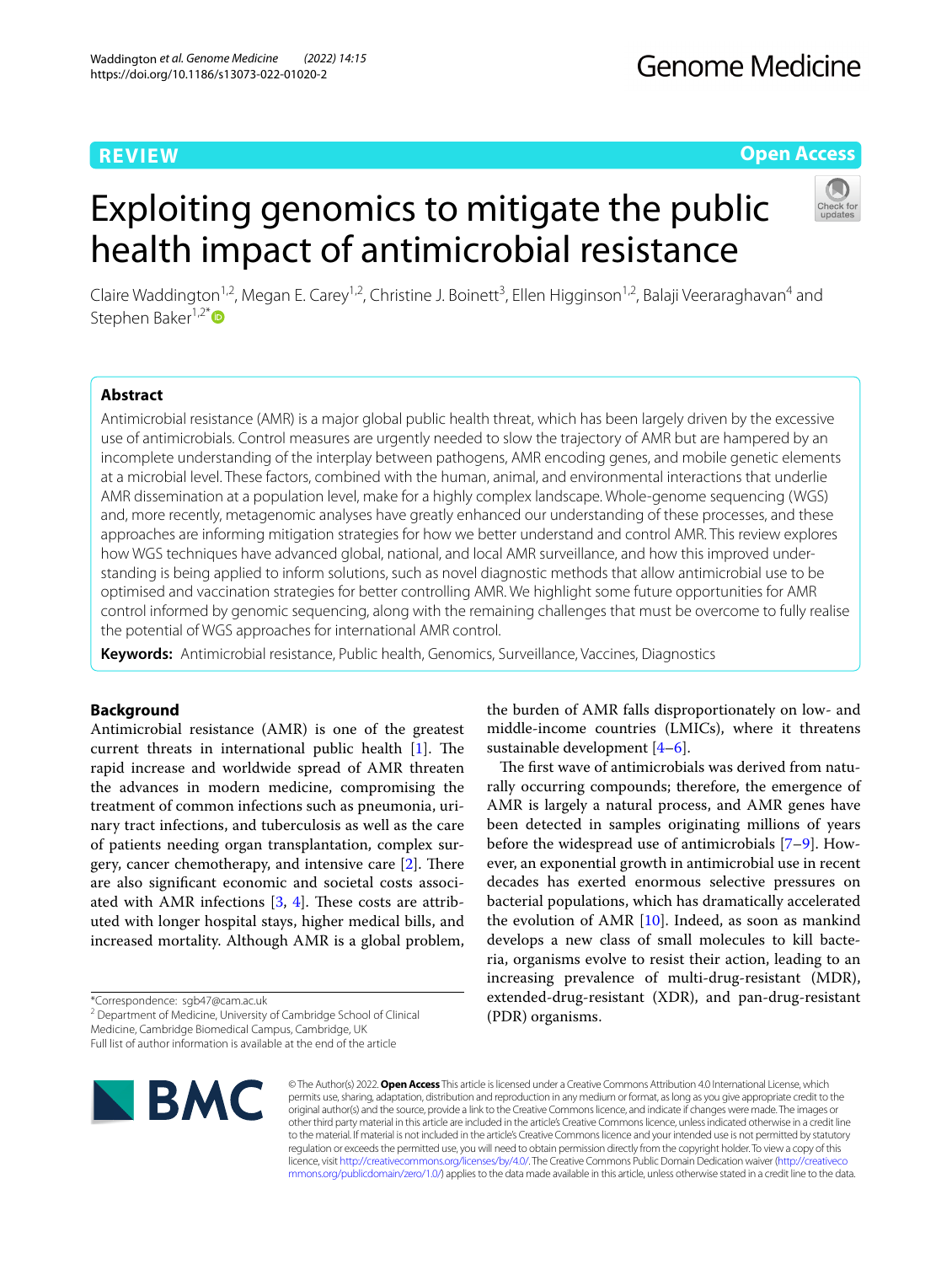REVIEW

Open Access

# Exploiting genomics to mitigate the public health impact of antimicrobial resistance

Claire Waddington[1,2], Megan E. Carey[1,2], Christine J. Boinett[3], Ellen Higginson[1,2], Balaji Veeraraghavan[4] and Stephen Baker[1,2*]

## Abstract

Antimicrobial resistance (AMR) is a major global public health threat, which has been largely driven by the excessive use of antimicrobials. Control measures are urgently needed to slow the trajectory of AMR but are hampered by an incomplete understanding of the interplay between pathogens, AMR encoding genes, and mobile genetic elements at a microbial level. These factors, combined with the human, animal, and environmental interactions that underlie AMR dissemination at a population level, make for a highly complex landscape. Whole-genome sequencing (WGS) and, more recently, metagenomic analyses have greatly enhanced our understanding of these processes, and these approaches are informing mitigation strategies for how we better understand and control AMR. This review explores how WGS techniques have advanced global, national, and local AMR surveillance, and how this improved understanding is being applied to inform solutions, such as novel diagnostic methods that allow antimicrobial use to be optimised and vaccination strategies for better controlling AMR. We highlight some future opportunities for AMR control informed by genomic sequencing, along with the remaining challenges that must be overcome to fully realise the potential of WGS approaches for international AMR control.

**Keywords:** Antimicrobial resistance, Public health, Genomics, Surveillance, Vaccines, Diagnostics

## Background

Antimicrobial resistance (AMR) is one of the greatest current threats in international public health [1]. The rapid increase and worldwide spread of AMR threaten the advances in modern medicine, compromising the treatment of common infections such as pneumonia, urinary tract infections, and tuberculosis as well as the care of patients needing organ transplantation, complex surgery, cancer chemotherapy, and intensive care [2]. There are also significant economic and societal costs associated with AMR infections [3, 4]. These costs are attributed with longer hospital stays, higher medical bills, and increased mortality. Although AMR is a global problem, the burden of AMR falls disproportionately on low- and middle-income countries (LMICs), where it threatens sustainable development [4–6].

The first wave of antimicrobials was derived from naturally occurring compounds; therefore, the emergence of AMR is largely a natural process, and AMR genes have been detected in samples originating millions of years before the widespread use of antimicrobials [7–9]. However, an exponential growth in antimicrobial use in recent decades has exerted enormous selective pressures on bacterial populations, which has dramatically accelerated the evolution of AMR [10]. Indeed, as soon as mankind develops a new class of small molecules to kill bacteria, organisms evolve to resist their action, leading to an increasing prevalence of multi-drug-resistant (MDR), extended-drug-resistant (XDR), and pan-drug-resistant (PDR) organisms.

*Correspondence: sgb47@cam.ac.uk
[2] Department of Medicine, University of Cambridge School of Clinical Medicine, Cambridge Biomedical Campus, Cambridge, UK
Full list of author information is available at the end of the article

© The Author(s) 2022. **Open Access** This article is licensed under a Creative Commons Attribution 4.0 International License, which permits use, sharing, adaptation, distribution and reproduction in any medium or format, as long as you give appropriate credit to the original author(s) and the source, provide a link to the Creative Commons licence, and indicate if changes were made. The images or other third party material in this article are included in the article's Creative Commons licence, unless indicated otherwise in a credit line to the material. If material is not included in the article's Creative Commons licence and your intended use is not permitted by statutory regulation or exceeds the permitted use, you will need to obtain permission directly from the copyright holder. To view a copy of this licence, visit http://creativecommons.org/licenses/by/4.0/. The Creative Commons Public Domain Dedication waiver (http://creativecommons.org/publicdomain/zero/1.0/) applies to the data made available in this article, unless otherwise stated in a credit line to the data.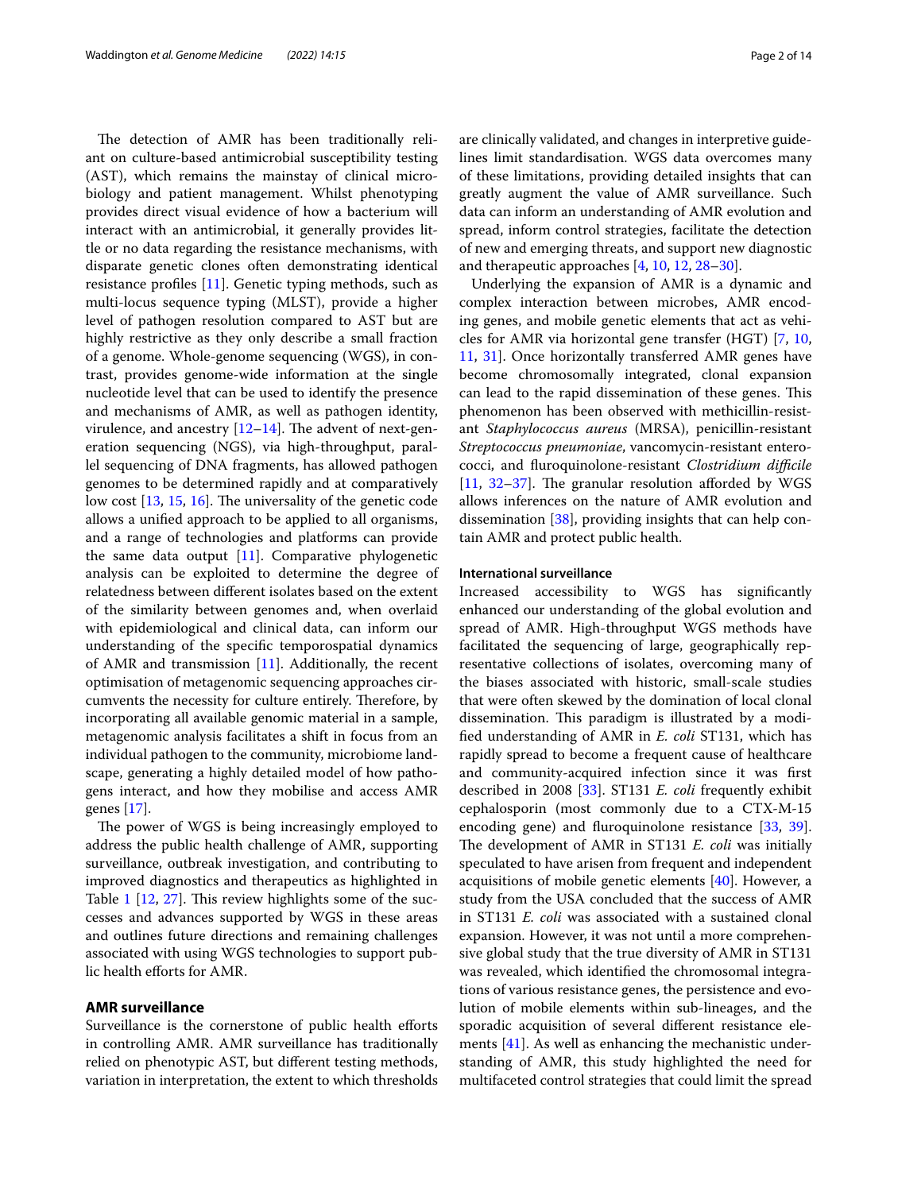The detection of AMR has been traditionally reliant on culture-based antimicrobial susceptibility testing (AST), which remains the mainstay of clinical microbiology and patient management. Whilst phenotyping provides direct visual evidence of how a bacterium will interact with an antimicrobial, it generally provides little or no data regarding the resistance mechanisms, with disparate genetic clones often demonstrating identical resistance profiles [11]. Genetic typing methods, such as multi-locus sequence typing (MLST), provide a higher level of pathogen resolution compared to AST but are highly restrictive as they only describe a small fraction of a genome. Whole-genome sequencing (WGS), in contrast, provides genome-wide information at the single nucleotide level that can be used to identify the presence and mechanisms of AMR, as well as pathogen identity, virulence, and ancestry [12–14]. The advent of next-generation sequencing (NGS), via high-throughput, parallel sequencing of DNA fragments, has allowed pathogen genomes to be determined rapidly and at comparatively low cost [13, 15, 16]. The universality of the genetic code allows a unified approach to be applied to all organisms, and a range of technologies and platforms can provide the same data output [11]. Comparative phylogenetic analysis can be exploited to determine the degree of relatedness between different isolates based on the extent of the similarity between genomes and, when overlaid with epidemiological and clinical data, can inform our understanding of the specific temporospatial dynamics of AMR and transmission [11]. Additionally, the recent optimisation of metagenomic sequencing approaches circumvents the necessity for culture entirely. Therefore, by incorporating all available genomic material in a sample, metagenomic analysis facilitates a shift in focus from an individual pathogen to the community, microbiome landscape, generating a highly detailed model of how pathogens interact, and how they mobilise and access AMR genes [17].

The power of WGS is being increasingly employed to address the public health challenge of AMR, supporting surveillance, outbreak investigation, and contributing to improved diagnostics and therapeutics as highlighted in Table 1 [12, 27]. This review highlights some of the successes and advances supported by WGS in these areas and outlines future directions and remaining challenges associated with using WGS technologies to support public health efforts for AMR.

## AMR surveillance

Surveillance is the cornerstone of public health efforts in controlling AMR. AMR surveillance has traditionally relied on phenotypic AST, but different testing methods, variation in interpretation, the extent to which thresholds are clinically validated, and changes in interpretive guidelines limit standardisation. WGS data overcomes many of these limitations, providing detailed insights that can greatly augment the value of AMR surveillance. Such data can inform an understanding of AMR evolution and spread, inform control strategies, facilitate the detection of new and emerging threats, and support new diagnostic and therapeutic approaches [4, 10, 12, 28–30].

Underlying the expansion of AMR is a dynamic and complex interaction between microbes, AMR encoding genes, and mobile genetic elements that act as vehicles for AMR via horizontal gene transfer (HGT) [7, 10, 11, 31]. Once horizontally transferred AMR genes have become chromosomally integrated, clonal expansion can lead to the rapid dissemination of these genes. This phenomenon has been observed with methicillin-resistant *Staphylococcus aureus* (MRSA), penicillin-resistant *Streptococcus pneumoniae*, vancomycin-resistant enterococci, and fluroquinolone-resistant *Clostridium difficile* [11, 32–37]. The granular resolution afforded by WGS allows inferences on the nature of AMR evolution and dissemination [38], providing insights that can help contain AMR and protect public health.

### International surveillance

Increased accessibility to WGS has significantly enhanced our understanding of the global evolution and spread of AMR. High-throughput WGS methods have facilitated the sequencing of large, geographically representative collections of isolates, overcoming many of the biases associated with historic, small-scale studies that were often skewed by the domination of local clonal dissemination. This paradigm is illustrated by a modified understanding of AMR in *E. coli* ST131, which has rapidly spread to become a frequent cause of healthcare and community-acquired infection since it was first described in 2008 [33]. ST131 *E. coli* frequently exhibit cephalosporin (most commonly due to a CTX-M-15 encoding gene) and fluroquinolone resistance [33, 39]. The development of AMR in ST131 *E. coli* was initially speculated to have arisen from frequent and independent acquisitions of mobile genetic elements [40]. However, a study from the USA concluded that the success of AMR in ST131 *E. coli* was associated with a sustained clonal expansion. However, it was not until a more comprehensive global study that the true diversity of AMR in ST131 was revealed, which identified the chromosomal integrations of various resistance genes, the persistence and evolution of mobile elements within sub-lineages, and the sporadic acquisition of several different resistance elements [41]. As well as enhancing the mechanistic understanding of AMR, this study highlighted the need for multifaceted control strategies that could limit the spread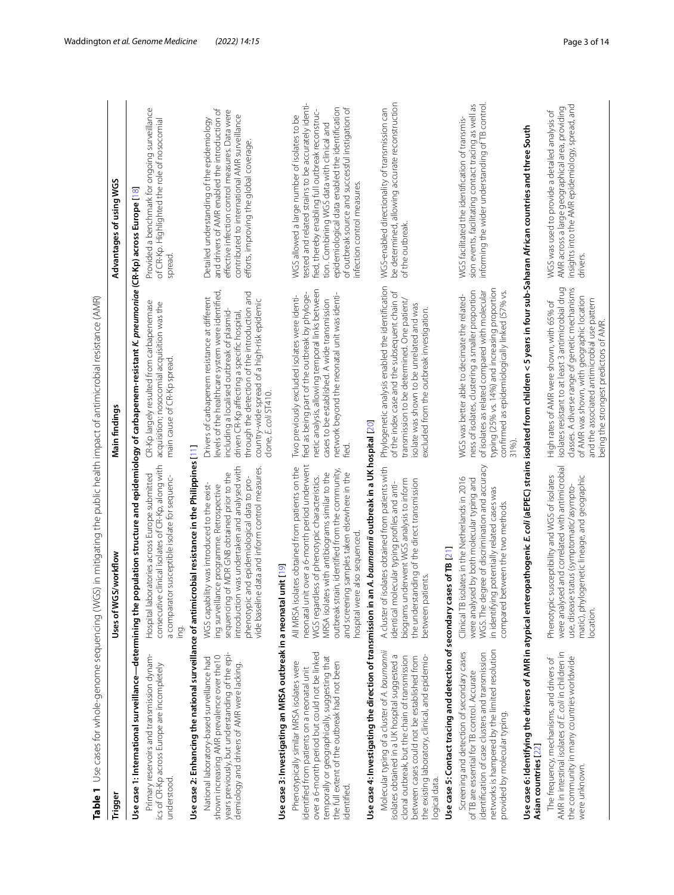**Table 1** Use cases for whole-genome sequencing (WGS) in mitigating the public health impact of antimicrobial resistance (AMR)

| Trigger | Uses of WGS/workflow | Main findings | Advantages of using WGS |
|---|---|---|---|
| **Use case 1: International surveillance—determining the population structure and epidemiology of carbapenem-resistant *K. pneumoniae* (CR-Kp) across Europe [18]** | | | |
| Primary reservoirs and transmission dynamics of CR-Kp across Europe are incompletely understood. | Hospital laboratories across Europe submitted consecutive clinical isolates of CR-Kp, along with a comparator susceptible isolate for sequencing. | CR-Kp largely resulted from carbapenemase acquisition; nosocomial acquisition was the main cause of CR-Kp spread. | Provided a benchmark for ongoing surveillance of CR-Kp. Highlighted the role of nosocomial spread. |
| **Use case 2: Enhancing the national surveillance of antimicrobial resistance in the Philippines [11]** | | | |
| National laboratory-based surveillance had shown increasing AMR prevalence over the 10 years previously, but understanding of the epidemiology and drivers of AMR were lacking. | WGS capability was introduced to the existing surveillance programme. Retrospective sequencing of MDR GNB obtained prior to the introduction was undertaken and analysed with phenotypic and epidemiological data to provide baseline data and inform control measures. | Drivers of carbapenem resistance at different levels of the healthcare system were identified, including a localised outbreak of plasmid-driven CR-Kp affecting a specific hospital, through the detection of the introduction and country-wide spread of a high-risk epidemic clone, *E. coli* ST410. | Detailed understanding of the epidemiology and drivers of AMR enabled the introduction of effective infection control measures. Data were contributed to international AMR surveillance efforts, improving the global coverage. |
| **Use case 3: Investigating an MRSA outbreak in a neonatal unit [19]** | | | |
| Phenotypically similar MRSA isolates were identified from patients on a neonatal unit over a 6-month period but could not be linked temporally or geographically, suggesting that the full extent of the outbreak had not been identified. | All MRSA isolates obtained from patients on the neonatal unit over a 6-month period underwent WGS regardless of phenotypic characteristics. MRSA isolates with antibiograms similar to the outbreak strain, identified from the community, and screening samples taken elsewhere in the hospital were also sequenced. | Two previously excluded isolates were identified as being part of the outbreak by phylogenetic analysis, allowing temporal links between cases to be established. A wide transmission network beyond the neonatal unit was identified. | WGS allowed a large number of isolates to be tested and related strains to be accurately identified, thereby enabling full outbreak reconstruction. Combining WGS data with clinical and epidemiological data enabled the identification of outbreak source and successful instigation of infection control measures. |
| **Use case 4: Investigating the direction of transmission in an *A. baumannii* outbreak in a UK hospital [20]** | | | |
| Molecular typing of a cluster of *A. baumannii* isolates obtained in a UK hospital suggested a clonal outbreak, but the chain of transmission between cases could not be established from the existing laboratory, clinical, and epidemiological data. | A cluster of isolates obtained from patients with identical molecular typing profiles and antibiograms underwent WGS analysis to inform the understanding of the direct transmission between patients. | Phylogenetic analysis enabled the identification of the index case and the subsequent chain of transmission to be determined. One patient/isolate was shown to be unrelated and was excluded from the outbreak investigation. | WGS-enabled directionality of transmission can be determined, allowing accurate reconstruction of the outbreak. |
| **Use case 5: Contact tracing and detection of secondary cases of TB [21]** | | | |
| Screening and detection of secondary cases of TB are essential for TB control. Accurate identification of case clusters and transmission networks is hampered by the limited resolution provided by molecular typing. | Clinical TB isolates in the Netherlands in 2016 were analysed by both molecular typing and WGS. The degree of discrimination and accuracy in identifying potentially related cases was compared between the two methods. | WGS was better able to decimate the relatedness of isolates, clustering a smaller proportion of isolates as related compared with molecular typing (25% vs. 14%) and increasing proportion confirmed as epidemiologically linked (57% vs. 31%). | WGS facilitated the identification of transmission events, facilitating contact tracing as well as informing the wider understanding of TB control. |
| **Use case 6: Identifying the drivers of AMR in atypical enteropathogenic *E. coli* (aEPEC) strains isolated from children < 5 years in four sub-Saharan African countries and three South Asian countries [22]** | | | |
| The frequency, mechanisms, and drivers of AMR in intestinal isolates of *E. coli* in children in the community in many countries worldwide were unknown. | Phenotypic susceptibility and WGS of isolates were analysed and correlated with antimicrobial use, disease status (symptomatic/asymptomatic), phylogenetic lineage, and geographic location. | High rates of AMR were shown, with 65% of isolates resistant to at least 3 antimicrobial drug classes. A diverse range of genetic mechanisms of AMR was shown, with geographic location and the associated antimicrobial use pattern being the strongest predictors of AMR. | WGS was used to provide a detailed analysis of AMR across a large geographical area, providing insights into the AMR epidemiology, spread, and drivers. |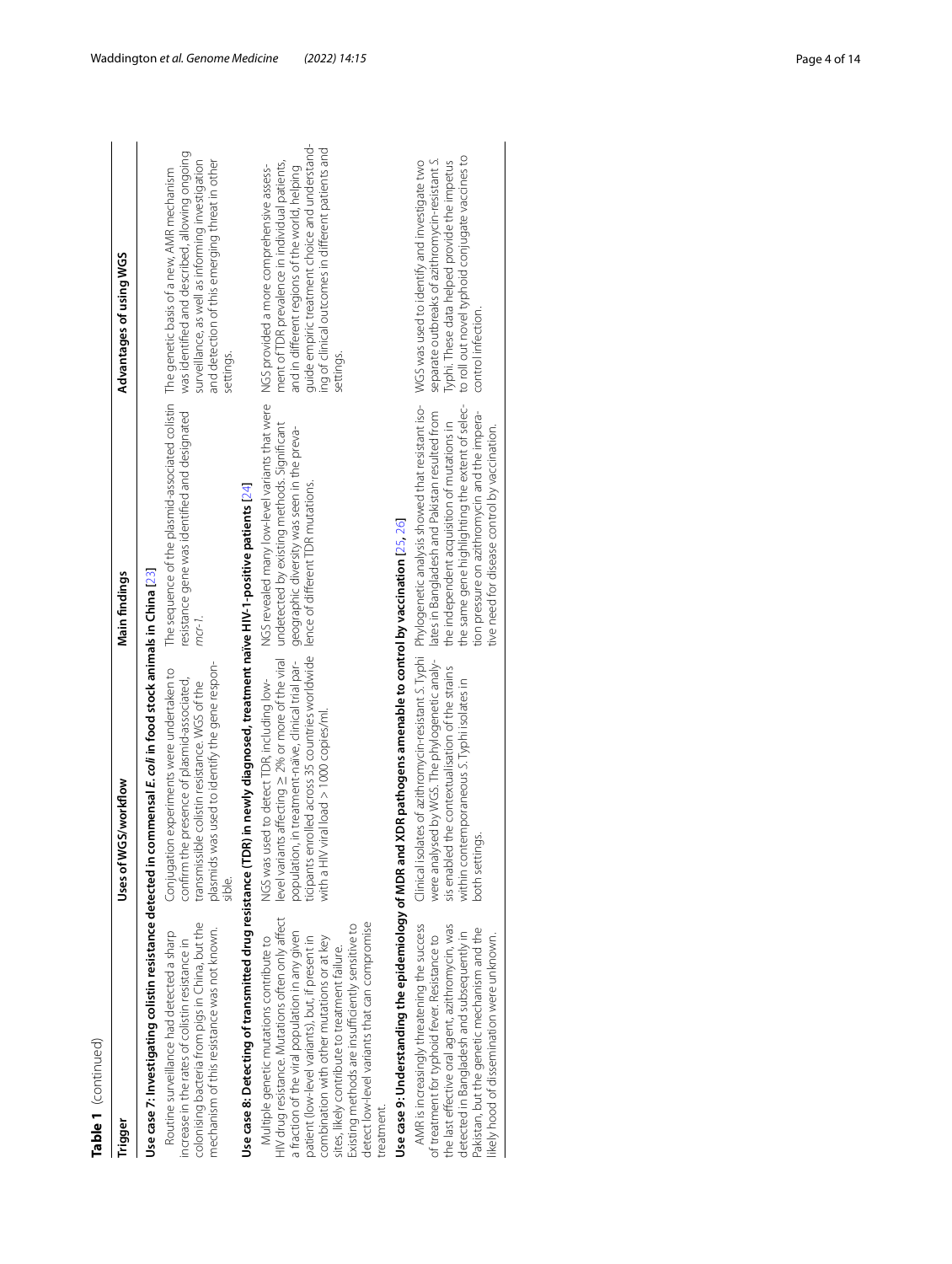**Table 1** (continued)

| Trigger | Uses of WGS/workflow | Main findings | Advantages of using WGS |
|---|---|---|---|
| **Use case 7: Investigating colistin resistance detected in commensal *E. coli* in food stock animals in China [23]** | | | |
| Routine surveillance had detected a sharp increase in the rates of colistin resistance in colonising bacteria from pigs in China, but the mechanism of this resistance was not known. | Conjugation experiments were undertaken to confirm the presence of plasmid-associated, transmissible colistin resistance. WGS of the plasmids was used to identify the gene responsible. | The sequence of the plasmid-associated colistin resistance gene was identified and designated *mcr-1*. | The genetic basis of a new, AMR mechanism was identified and described, allowing ongoing surveillance, as well as informing investigation and detection of this emerging threat in other settings. |
| **Use case 8: Detecting of transmitted drug resistance (TDR) in newly diagnosed, treatment naïve HIV-1-positive patients [24]** | | | |
| Multiple genetic mutations contribute to HIV drug resistance. Mutations often only affect a fraction of the viral population in any given patient (low-level variants), but, if present in combination with other mutations or at key sites, likely contribute to treatment failure. Existing methods are insufficiently sensitive to detect low-level variants that can compromise treatment. | NGS was used to detect TDR, including low-level variants affecting ≥ 2% or more of the viral population, in treatment-naïve, clinical trial participants enrolled across 35 countries worldwide with a HIV viral load > 1000 copies/ml. | NGS revealed many low-level variants that were undetected by existing methods. Significant geographic diversity was seen in the prevalence of different TDR mutations. | NGS provided a more comprehensive assessment of TDR prevalence in individual patients, and in different regions of the world, helping guide empiric treatment choice and understanding of clinical outcomes in different patients and settings. |
| **Use case 9: Understanding the epidemiology of MDR and XDR pathogens amenable to control by vaccination [25, 26]** | | | |
| AMR is increasingly threatening the success of treatment for typhoid fever. Resistance to the last effective oral agent, azithromycin, was detected in Bangladesh and subsequently in Pakistan, but the genetic mechanism and the likely hood of dissemination were unknown. | Clinical isolates of azithromycin-resistant *S.* Typhi were analysed by WGS. The phylogenetic analysis enabled the contextualisation of the strains within contemporaneous *S.* Typhi isolates in both settings. | Phylogenetic analysis showed that resistant isolates in Bangladesh and Pakistan resulted from the independent acquisition of mutations in the same gene highlighting the extent of selection pressure on azithromycin and the imperative need for disease control by vaccination. | WGS was used to identify and investigate two separate outbreaks of azithromycin-resistant *S.* Typhi. These data helped provide the impetus to roll out novel typhoid conjugate vaccines to control infection. |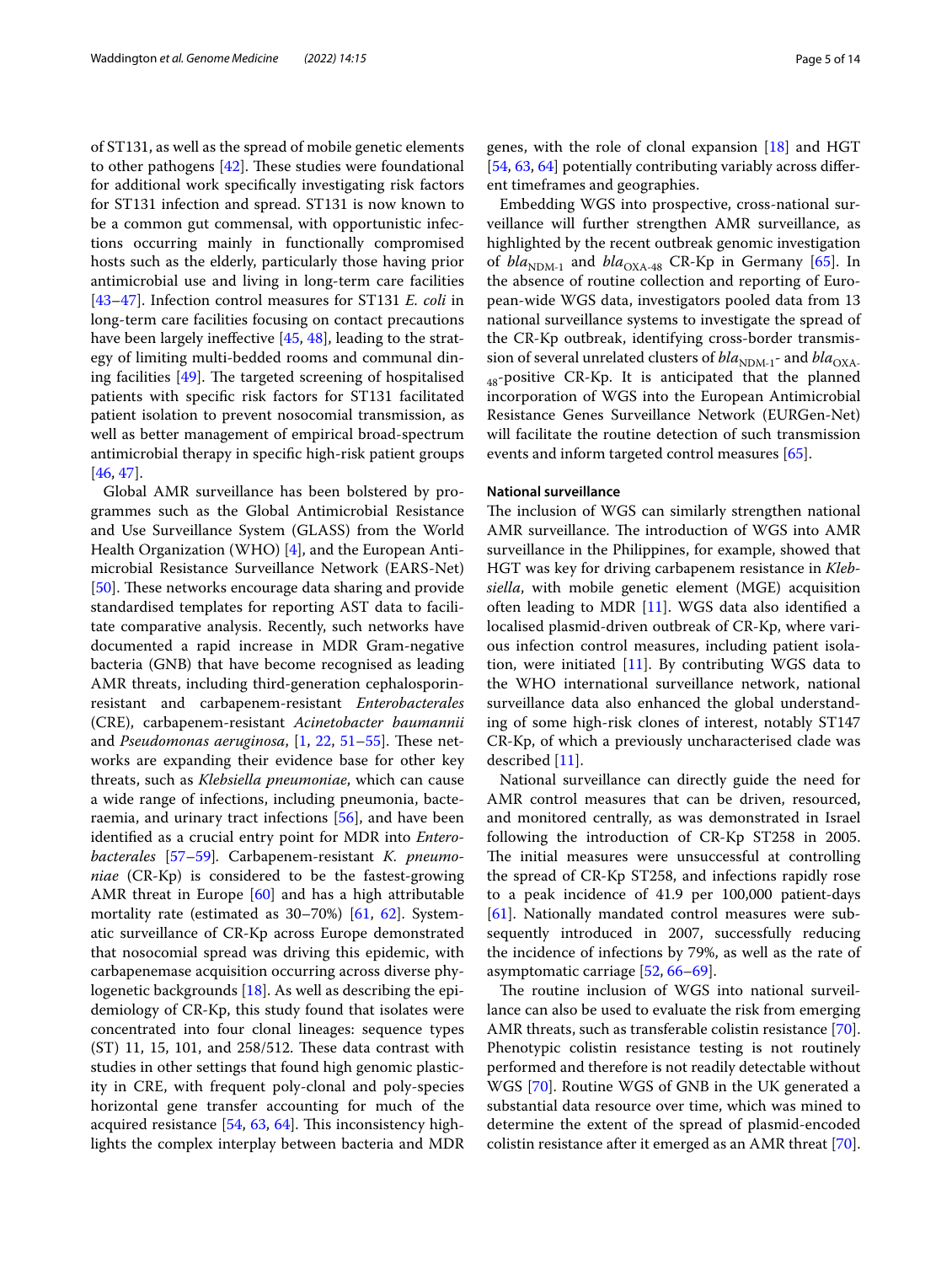of ST131, as well as the spread of mobile genetic elements to other pathogens [42]. These studies were foundational for additional work specifically investigating risk factors for ST131 infection and spread. ST131 is now known to be a common gut commensal, with opportunistic infections occurring mainly in functionally compromised hosts such as the elderly, particularly those having prior antimicrobial use and living in long-term care facilities [43–47]. Infection control measures for ST131 *E. coli* in long-term care facilities focusing on contact precautions have been largely ineffective [45, 48], leading to the strategy of limiting multi-bedded rooms and communal dining facilities [49]. The targeted screening of hospitalised patients with specific risk factors for ST131 facilitated patient isolation to prevent nosocomial transmission, as well as better management of empirical broad-spectrum antimicrobial therapy in specific high-risk patient groups [46, 47].

Global AMR surveillance has been bolstered by programmes such as the Global Antimicrobial Resistance and Use Surveillance System (GLASS) from the World Health Organization (WHO) [4], and the European Antimicrobial Resistance Surveillance Network (EARS-Net) [50]. These networks encourage data sharing and provide standardised templates for reporting AST data to facilitate comparative analysis. Recently, such networks have documented a rapid increase in MDR Gram-negative bacteria (GNB) that have become recognised as leading AMR threats, including third-generation cephalosporin-resistant and carbapenem-resistant *Enterobacterales* (CRE), carbapenem-resistant *Acinetobacter baumannii* and *Pseudomonas aeruginosa*, [1, 22, 51–55]. These networks are expanding their evidence base for other key threats, such as *Klebsiella pneumoniae*, which can cause a wide range of infections, including pneumonia, bacteraemia, and urinary tract infections [56], and have been identified as a crucial entry point for MDR into *Enterobacterales* [57–59]. Carbapenem-resistant *K. pneumoniae* (CR-Kp) is considered to be the fastest-growing AMR threat in Europe [60] and has a high attributable mortality rate (estimated as 30–70%) [61, 62]. Systematic surveillance of CR-Kp across Europe demonstrated that nosocomial spread was driving this epidemic, with carbapenemase acquisition occurring across diverse phylogenetic backgrounds [18]. As well as describing the epidemiology of CR-Kp, this study found that isolates were concentrated into four clonal lineages: sequence types (ST) 11, 15, 101, and 258/512. These data contrast with studies in other settings that found high genomic plasticity in CRE, with frequent poly-clonal and poly-species horizontal gene transfer accounting for much of the acquired resistance [54, 63, 64]. This inconsistency highlights the complex interplay between bacteria and MDR genes, with the role of clonal expansion [18] and HGT [54, 63, 64] potentially contributing variably across different timeframes and geographies.

Embedding WGS into prospective, cross-national surveillance will further strengthen AMR surveillance, as highlighted by the recent outbreak genomic investigation of $bla_{\text{NDM-1}}$ and $bla_{\text{OXA-48}}$ CR-Kp in Germany [65]. In the absence of routine collection and reporting of European-wide WGS data, investigators pooled data from 13 national surveillance systems to investigate the spread of the CR-Kp outbreak, identifying cross-border transmission of several unrelated clusters of $bla_{\text{NDM-1}}$- and $bla_{\text{OXA-48}}$-positive CR-Kp. It is anticipated that the planned incorporation of WGS into the European Antimicrobial Resistance Genes Surveillance Network (EURGen-Net) will facilitate the routine detection of such transmission events and inform targeted control measures [65].

#### National surveillance

The inclusion of WGS can similarly strengthen national AMR surveillance. The introduction of WGS into AMR surveillance in the Philippines, for example, showed that HGT was key for driving carbapenem resistance in *Klebsiella*, with mobile genetic element (MGE) acquisition often leading to MDR [11]. WGS data also identified a localised plasmid-driven outbreak of CR-Kp, where various infection control measures, including patient isolation, were initiated [11]. By contributing WGS data to the WHO international surveillance network, national surveillance data also enhanced the global understanding of some high-risk clones of interest, notably ST147 CR-Kp, of which a previously uncharacterised clade was described [11].

National surveillance can directly guide the need for AMR control measures that can be driven, resourced, and monitored centrally, as was demonstrated in Israel following the introduction of CR-Kp ST258 in 2005. The initial measures were unsuccessful at controlling the spread of CR-Kp ST258, and infections rapidly rose to a peak incidence of 41.9 per 100,000 patient-days [61]. Nationally mandated control measures were subsequently introduced in 2007, successfully reducing the incidence of infections by 79%, as well as the rate of asymptomatic carriage [52, 66–69].

The routine inclusion of WGS into national surveillance can also be used to evaluate the risk from emerging AMR threats, such as transferable colistin resistance [70]. Phenotypic colistin resistance testing is not routinely performed and therefore is not readily detectable without WGS [70]. Routine WGS of GNB in the UK generated a substantial data resource over time, which was mined to determine the extent of the spread of plasmid-encoded colistin resistance after it emerged as an AMR threat [70].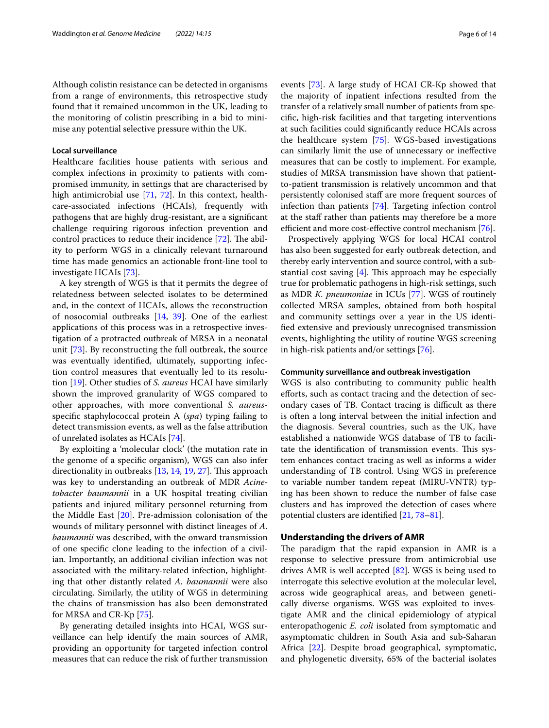Although colistin resistance can be detected in organisms from a range of environments, this retrospective study found that it remained uncommon in the UK, leading to the monitoring of colistin prescribing in a bid to minimise any potential selective pressure within the UK.

#### Local surveillance

Healthcare facilities house patients with serious and complex infections in proximity to patients with compromised immunity, in settings that are characterised by high antimicrobial use [71, 72]. In this context, healthcare-associated infections (HCAIs), frequently with pathogens that are highly drug-resistant, are a significant challenge requiring rigorous infection prevention and control practices to reduce their incidence [72]. The ability to perform WGS in a clinically relevant turnaround time has made genomics an actionable front-line tool to investigate HCAIs [73].

A key strength of WGS is that it permits the degree of relatedness between selected isolates to be determined and, in the context of HCAIs, allows the reconstruction of nosocomial outbreaks [14, 39]. One of the earliest applications of this process was in a retrospective investigation of a protracted outbreak of MRSA in a neonatal unit [73]. By reconstructing the full outbreak, the source was eventually identified, ultimately, supporting infection control measures that eventually led to its resolution [19]. Other studies of *S. aureus* HCAI have similarly shown the improved granularity of WGS compared to other approaches, with more conventional *S. aureus*-specific staphylococcal protein A (*spa*) typing failing to detect transmission events, as well as the false attribution of unrelated isolates as HCAIs [74].

By exploiting a 'molecular clock' (the mutation rate in the genome of a specific organism), WGS can also infer directionality in outbreaks [13, 14, 19, 27]. This approach was key to understanding an outbreak of MDR *Acinetobacter baumannii* in a UK hospital treating civilian patients and injured military personnel returning from the Middle East [20]. Pre-admission colonisation of the wounds of military personnel with distinct lineages of *A. baumannii* was described, with the onward transmission of one specific clone leading to the infection of a civilian. Importantly, an additional civilian infection was not associated with the military-related infection, highlighting that other distantly related *A. baumannii* were also circulating. Similarly, the utility of WGS in determining the chains of transmission has also been demonstrated for MRSA and CR-Kp [75].

By generating detailed insights into HCAI, WGS surveillance can help identify the main sources of AMR, providing an opportunity for targeted infection control measures that can reduce the risk of further transmission events [73]. A large study of HCAI CR-Kp showed that the majority of inpatient infections resulted from the transfer of a relatively small number of patients from specific, high-risk facilities and that targeting interventions at such facilities could significantly reduce HCAIs across the healthcare system [75]. WGS-based investigations can similarly limit the use of unnecessary or ineffective measures that can be costly to implement. For example, studies of MRSA transmission have shown that patient-to-patient transmission is relatively uncommon and that persistently colonised staff are more frequent sources of infection than patients [74]. Targeting infection control at the staff rather than patients may therefore be a more efficient and more cost-effective control mechanism [76].

Prospectively applying WGS for local HCAI control has also been suggested for early outbreak detection, and thereby early intervention and source control, with a substantial cost saving [4]. This approach may be especially true for problematic pathogens in high-risk settings, such as MDR *K. pneumoniae* in ICUs [77]. WGS of routinely collected MRSA samples, obtained from both hospital and community settings over a year in the US identified extensive and previously unrecognised transmission events, highlighting the utility of routine WGS screening in high-risk patients and/or settings [76].

#### Community surveillance and outbreak investigation

WGS is also contributing to community public health efforts, such as contact tracing and the detection of secondary cases of TB. Contact tracing is difficult as there is often a long interval between the initial infection and the diagnosis. Several countries, such as the UK, have established a nationwide WGS database of TB to facilitate the identification of transmission events. This system enhances contact tracing as well as informs a wider understanding of TB control. Using WGS in preference to variable number tandem repeat (MIRU-VNTR) typing has been shown to reduce the number of false case clusters and has improved the detection of cases where potential clusters are identified [21, 78–81].

### Understanding the drivers of AMR

The paradigm that the rapid expansion in AMR is a response to selective pressure from antimicrobial use drives AMR is well accepted [82]. WGS is being used to interrogate this selective evolution at the molecular level, across wide geographical areas, and between genetically diverse organisms. WGS was exploited to investigate AMR and the clinical epidemiology of atypical enteropathogenic *E. coli* isolated from symptomatic and asymptomatic children in South Asia and sub-Saharan Africa [22]. Despite broad geographical, symptomatic, and phylogenetic diversity, 65% of the bacterial isolates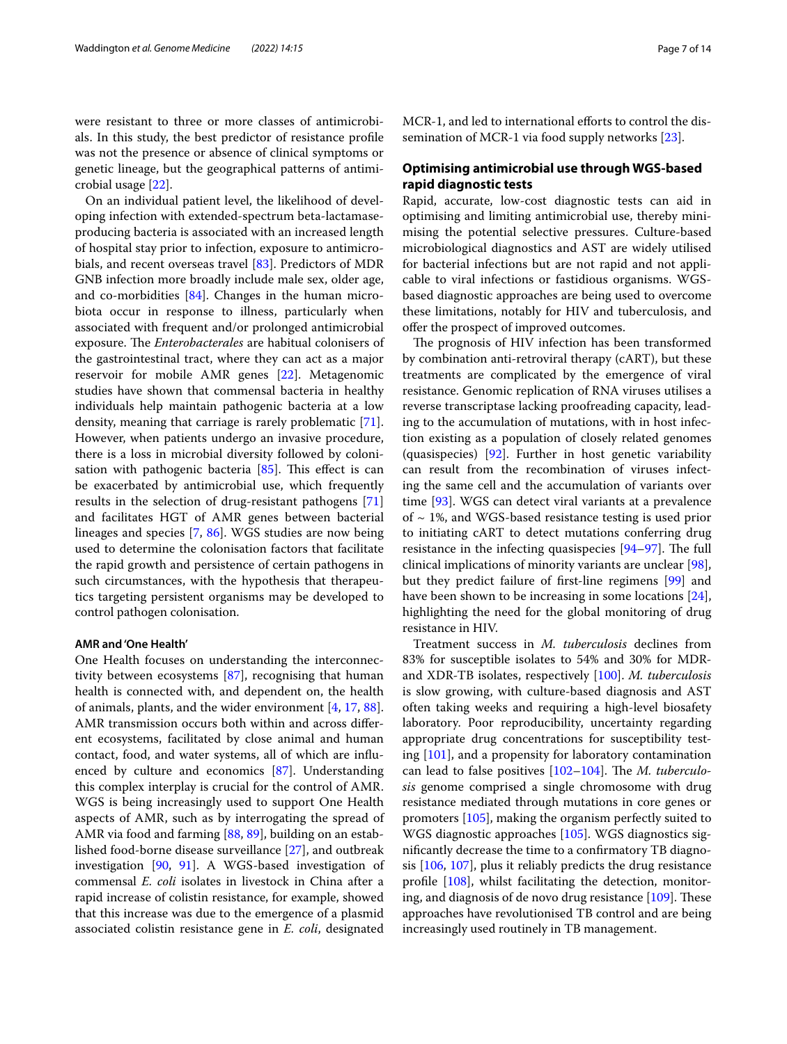were resistant to three or more classes of antimicrobials. In this study, the best predictor of resistance profile was not the presence or absence of clinical symptoms or genetic lineage, but the geographical patterns of antimicrobial usage [22].

On an individual patient level, the likelihood of developing infection with extended-spectrum beta-lactamase-producing bacteria is associated with an increased length of hospital stay prior to infection, exposure to antimicrobials, and recent overseas travel [83]. Predictors of MDR GNB infection more broadly include male sex, older age, and co-morbidities [84]. Changes in the human microbiota occur in response to illness, particularly when associated with frequent and/or prolonged antimicrobial exposure. The *Enterobacterales* are habitual colonisers of the gastrointestinal tract, where they can act as a major reservoir for mobile AMR genes [22]. Metagenomic studies have shown that commensal bacteria in healthy individuals help maintain pathogenic bacteria at a low density, meaning that carriage is rarely problematic [71]. However, when patients undergo an invasive procedure, there is a loss in microbial diversity followed by colonisation with pathogenic bacteria [85]. This effect is can be exacerbated by antimicrobial use, which frequently results in the selection of drug-resistant pathogens [71] and facilitates HGT of AMR genes between bacterial lineages and species [7, 86]. WGS studies are now being used to determine the colonisation factors that facilitate the rapid growth and persistence of certain pathogens in such circumstances, with the hypothesis that therapeutics targeting persistent organisms may be developed to control pathogen colonisation.

#### AMR and 'One Health'

One Health focuses on understanding the interconnectivity between ecosystems [87], recognising that human health is connected with, and dependent on, the health of animals, plants, and the wider environment [4, 17, 88]. AMR transmission occurs both within and across different ecosystems, facilitated by close animal and human contact, food, and water systems, all of which are influenced by culture and economics [87]. Understanding this complex interplay is crucial for the control of AMR. WGS is being increasingly used to support One Health aspects of AMR, such as by interrogating the spread of AMR via food and farming [88, 89], building on an established food-borne disease surveillance [27], and outbreak investigation [90, 91]. A WGS-based investigation of commensal *E. coli* isolates in livestock in China after a rapid increase of colistin resistance, for example, showed that this increase was due to the emergence of a plasmid associated colistin resistance gene in *E. coli*, designated MCR-1, and led to international efforts to control the dissemination of MCR-1 via food supply networks [23].

### Optimising antimicrobial use through WGS-based rapid diagnostic tests

Rapid, accurate, low-cost diagnostic tests can aid in optimising and limiting antimicrobial use, thereby minimising the potential selective pressures. Culture-based microbiological diagnostics and AST are widely utilised for bacterial infections but are not rapid and not applicable to viral infections or fastidious organisms. WGS-based diagnostic approaches are being used to overcome these limitations, notably for HIV and tuberculosis, and offer the prospect of improved outcomes.

The prognosis of HIV infection has been transformed by combination anti-retroviral therapy (cART), but these treatments are complicated by the emergence of viral resistance. Genomic replication of RNA viruses utilises a reverse transcriptase lacking proofreading capacity, leading to the accumulation of mutations, with in host infection existing as a population of closely related genomes (quasispecies) [92]. Further in host genetic variability can result from the recombination of viruses infecting the same cell and the accumulation of variants over time [93]. WGS can detect viral variants at a prevalence of ~ 1%, and WGS-based resistance testing is used prior to initiating cART to detect mutations conferring drug resistance in the infecting quasispecies [94–97]. The full clinical implications of minority variants are unclear [98], but they predict failure of first-line regimens [99] and have been shown to be increasing in some locations [24], highlighting the need for the global monitoring of drug resistance in HIV.

Treatment success in *M. tuberculosis* declines from 83% for susceptible isolates to 54% and 30% for MDR- and XDR-TB isolates, respectively [100]. *M. tuberculosis* is slow growing, with culture-based diagnosis and AST often taking weeks and requiring a high-level biosafety laboratory. Poor reproducibility, uncertainty regarding appropriate drug concentrations for susceptibility testing [101], and a propensity for laboratory contamination can lead to false positives [102–104]. The *M. tuberculosis* genome comprised a single chromosome with drug resistance mediated through mutations in core genes or promoters [105], making the organism perfectly suited to WGS diagnostic approaches [105]. WGS diagnostics significantly decrease the time to a confirmatory TB diagnosis [106, 107], plus it reliably predicts the drug resistance profile [108], whilst facilitating the detection, monitoring, and diagnosis of de novo drug resistance [109]. These approaches have revolutionised TB control and are being increasingly used routinely in TB management.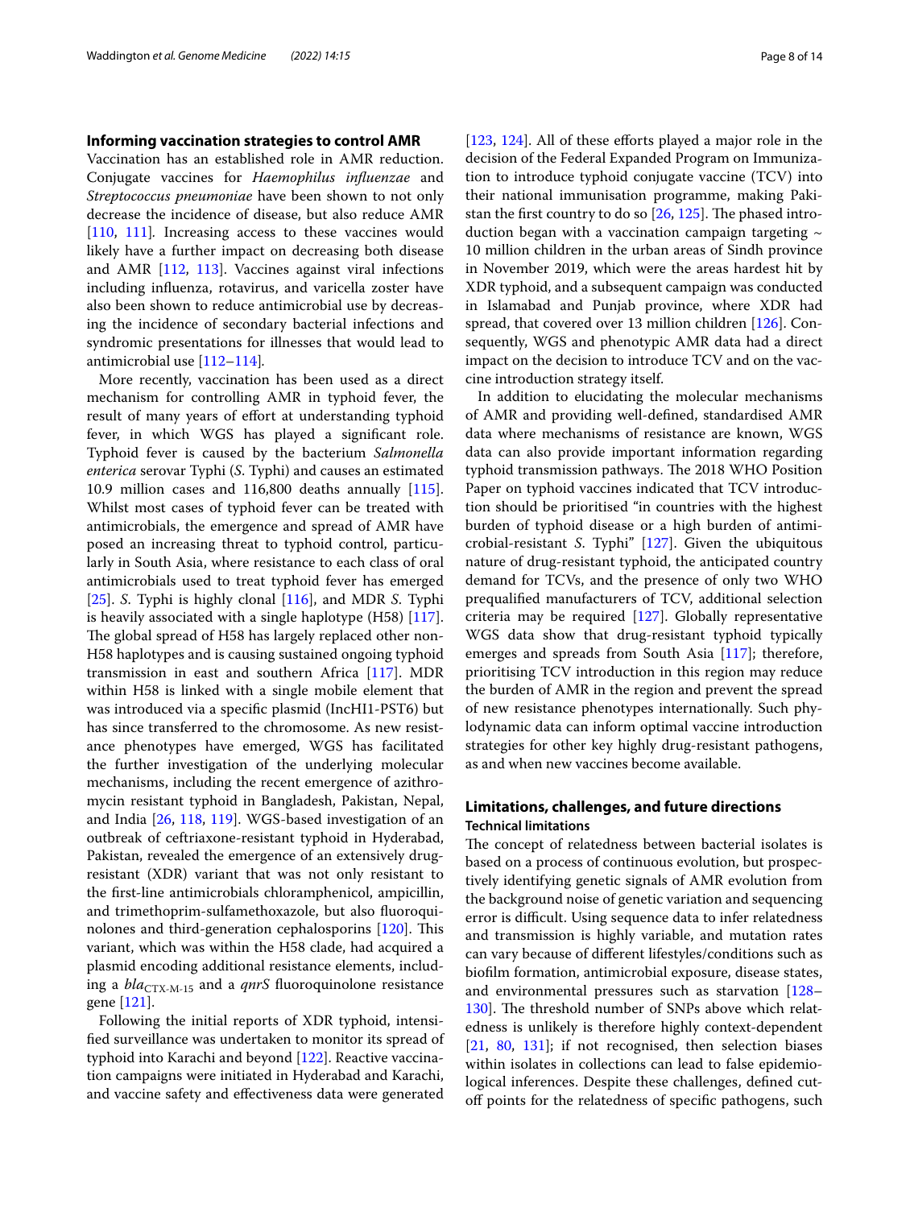### Informing vaccination strategies to control AMR

Vaccination has an established role in AMR reduction. Conjugate vaccines for *Haemophilus influenzae* and *Streptococcus pneumoniae* have been shown to not only decrease the incidence of disease, but also reduce AMR [110, 111]. Increasing access to these vaccines would likely have a further impact on decreasing both disease and AMR [112, 113]. Vaccines against viral infections including influenza, rotavirus, and varicella zoster have also been shown to reduce antimicrobial use by decreasing the incidence of secondary bacterial infections and syndromic presentations for illnesses that would lead to antimicrobial use [112–114].

More recently, vaccination has been used as a direct mechanism for controlling AMR in typhoid fever, the result of many years of effort at understanding typhoid fever, in which WGS has played a significant role. Typhoid fever is caused by the bacterium *Salmonella enterica* serovar Typhi (*S.* Typhi) and causes an estimated 10.9 million cases and 116,800 deaths annually [115]. Whilst most cases of typhoid fever can be treated with antimicrobials, the emergence and spread of AMR have posed an increasing threat to typhoid control, particularly in South Asia, where resistance to each class of oral antimicrobials used to treat typhoid fever has emerged [25]. *S.* Typhi is highly clonal [116], and MDR *S.* Typhi is heavily associated with a single haplotype (H58) [117]. The global spread of H58 has largely replaced other non-H58 haplotypes and is causing sustained ongoing typhoid transmission in east and southern Africa [117]. MDR within H58 is linked with a single mobile element that was introduced via a specific plasmid (IncHI1-PST6) but has since transferred to the chromosome. As new resistance phenotypes have emerged, WGS has facilitated the further investigation of the underlying molecular mechanisms, including the recent emergence of azithromycin resistant typhoid in Bangladesh, Pakistan, Nepal, and India [26, 118, 119]. WGS-based investigation of an outbreak of ceftriaxone-resistant typhoid in Hyderabad, Pakistan, revealed the emergence of an extensively drug-resistant (XDR) variant that was not only resistant to the first-line antimicrobials chloramphenicol, ampicillin, and trimethoprim-sulfamethoxazole, but also fluoroquinolones and third-generation cephalosporins [120]. This variant, which was within the H58 clade, had acquired a plasmid encoding additional resistance elements, including a $bla_{\text{CTX-M-15}}$ and a *qnrS* fluoroquinolone resistance gene [121].

Following the initial reports of XDR typhoid, intensified surveillance was undertaken to monitor its spread of typhoid into Karachi and beyond [122]. Reactive vaccination campaigns were initiated in Hyderabad and Karachi, and vaccine safety and effectiveness data were generated [123, 124]. All of these efforts played a major role in the decision of the Federal Expanded Program on Immunization to introduce typhoid conjugate vaccine (TCV) into their national immunisation programme, making Pakistan the first country to do so [26, 125]. The phased introduction began with a vaccination campaign targeting ~ 10 million children in the urban areas of Sindh province in November 2019, which were the areas hardest hit by XDR typhoid, and a subsequent campaign was conducted in Islamabad and Punjab province, where XDR had spread, that covered over 13 million children [126]. Consequently, WGS and phenotypic AMR data had a direct impact on the decision to introduce TCV and on the vaccine introduction strategy itself.

In addition to elucidating the molecular mechanisms of AMR and providing well-defined, standardised AMR data where mechanisms of resistance are known, WGS data can also provide important information regarding typhoid transmission pathways. The 2018 WHO Position Paper on typhoid vaccines indicated that TCV introduction should be prioritised "in countries with the highest burden of typhoid disease or a high burden of antimicrobial-resistant *S.* Typhi" [127]. Given the ubiquitous nature of drug-resistant typhoid, the anticipated country demand for TCVs, and the presence of only two WHO prequalified manufacturers of TCV, additional selection criteria may be required [127]. Globally representative WGS data show that drug-resistant typhoid typically emerges and spreads from South Asia [117]; therefore, prioritising TCV introduction in this region may reduce the burden of AMR in the region and prevent the spread of new resistance phenotypes internationally. Such phylodynamic data can inform optimal vaccine introduction strategies for other key highly drug-resistant pathogens, as and when new vaccines become available.

## Limitations, challenges, and future directions

### Technical limitations

The concept of relatedness between bacterial isolates is based on a process of continuous evolution, but prospectively identifying genetic signals of AMR evolution from the background noise of genetic variation and sequencing error is difficult. Using sequence data to infer relatedness and transmission is highly variable, and mutation rates can vary because of different lifestyles/conditions such as biofilm formation, antimicrobial exposure, disease states, and environmental pressures such as starvation [128–130]. The threshold number of SNPs above which relatedness is unlikely is therefore highly context-dependent [21, 80, 131]; if not recognised, then selection biases within isolates in collections can lead to false epidemiological inferences. Despite these challenges, defined cut-off points for the relatedness of specific pathogens, such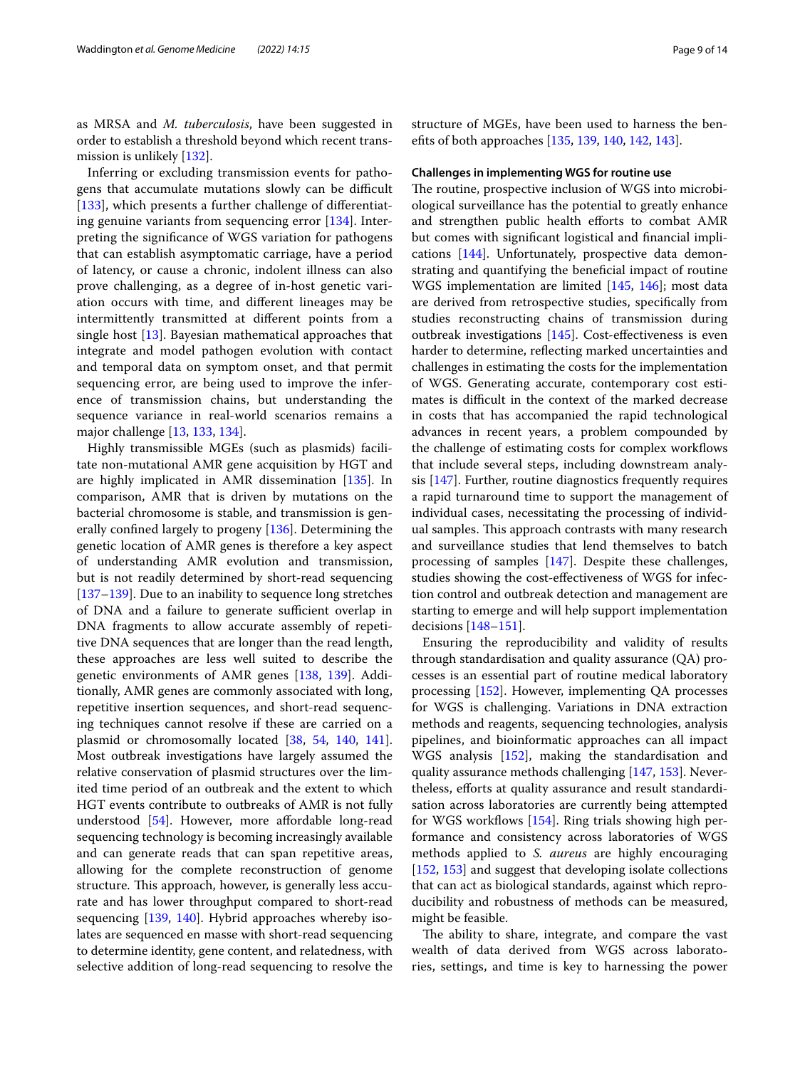as MRSA and *M. tuberculosis*, have been suggested in order to establish a threshold beyond which recent transmission is unlikely [132].

Inferring or excluding transmission events for pathogens that accumulate mutations slowly can be difficult [133], which presents a further challenge of differentiating genuine variants from sequencing error [134]. Interpreting the significance of WGS variation for pathogens that can establish asymptomatic carriage, have a period of latency, or cause a chronic, indolent illness can also prove challenging, as a degree of in-host genetic variation occurs with time, and different lineages may be intermittently transmitted at different points from a single host [13]. Bayesian mathematical approaches that integrate and model pathogen evolution with contact and temporal data on symptom onset, and that permit sequencing error, are being used to improve the inference of transmission chains, but understanding the sequence variance in real-world scenarios remains a major challenge [13, 133, 134].

Highly transmissible MGEs (such as plasmids) facilitate non-mutational AMR gene acquisition by HGT and are highly implicated in AMR dissemination [135]. In comparison, AMR that is driven by mutations on the bacterial chromosome is stable, and transmission is generally confined largely to progeny [136]. Determining the genetic location of AMR genes is therefore a key aspect of understanding AMR evolution and transmission, but is not readily determined by short-read sequencing [137–139]. Due to an inability to sequence long stretches of DNA and a failure to generate sufficient overlap in DNA fragments to allow accurate assembly of repetitive DNA sequences that are longer than the read length, these approaches are less well suited to describe the genetic environments of AMR genes [138, 139]. Additionally, AMR genes are commonly associated with long, repetitive insertion sequences, and short-read sequencing techniques cannot resolve if these are carried on a plasmid or chromosomally located [38, 54, 140, 141]. Most outbreak investigations have largely assumed the relative conservation of plasmid structures over the limited time period of an outbreak and the extent to which HGT events contribute to outbreaks of AMR is not fully understood [54]. However, more affordable long-read sequencing technology is becoming increasingly available and can generate reads that can span repetitive areas, allowing for the complete reconstruction of genome structure. This approach, however, is generally less accurate and has lower throughput compared to short-read sequencing [139, 140]. Hybrid approaches whereby isolates are sequenced en masse with short-read sequencing to determine identity, gene content, and relatedness, with selective addition of long-read sequencing to resolve the structure of MGEs, have been used to harness the benefits of both approaches [135, 139, 140, 142, 143].

### Challenges in implementing WGS for routine use

The routine, prospective inclusion of WGS into microbiological surveillance has the potential to greatly enhance and strengthen public health efforts to combat AMR but comes with significant logistical and financial implications [144]. Unfortunately, prospective data demonstrating and quantifying the beneficial impact of routine WGS implementation are limited [145, 146]; most data are derived from retrospective studies, specifically from studies reconstructing chains of transmission during outbreak investigations [145]. Cost-effectiveness is even harder to determine, reflecting marked uncertainties and challenges in estimating the costs for the implementation of WGS. Generating accurate, contemporary cost estimates is difficult in the context of the marked decrease in costs that has accompanied the rapid technological advances in recent years, a problem compounded by the challenge of estimating costs for complex workflows that include several steps, including downstream analysis [147]. Further, routine diagnostics frequently requires a rapid turnaround time to support the management of individual cases, necessitating the processing of individual samples. This approach contrasts with many research and surveillance studies that lend themselves to batch processing of samples [147]. Despite these challenges, studies showing the cost-effectiveness of WGS for infection control and outbreak detection and management are starting to emerge and will help support implementation decisions [148–151].

Ensuring the reproducibility and validity of results through standardisation and quality assurance (QA) processes is an essential part of routine medical laboratory processing [152]. However, implementing QA processes for WGS is challenging. Variations in DNA extraction methods and reagents, sequencing technologies, analysis pipelines, and bioinformatic approaches can all impact WGS analysis [152], making the standardisation and quality assurance methods challenging [147, 153]. Nevertheless, efforts at quality assurance and result standardisation across laboratories are currently being attempted for WGS workflows [154]. Ring trials showing high performance and consistency across laboratories of WGS methods applied to *S. aureus* are highly encouraging [152, 153] and suggest that developing isolate collections that can act as biological standards, against which reproducibility and robustness of methods can be measured, might be feasible.

The ability to share, integrate, and compare the vast wealth of data derived from WGS across laboratories, settings, and time is key to harnessing the power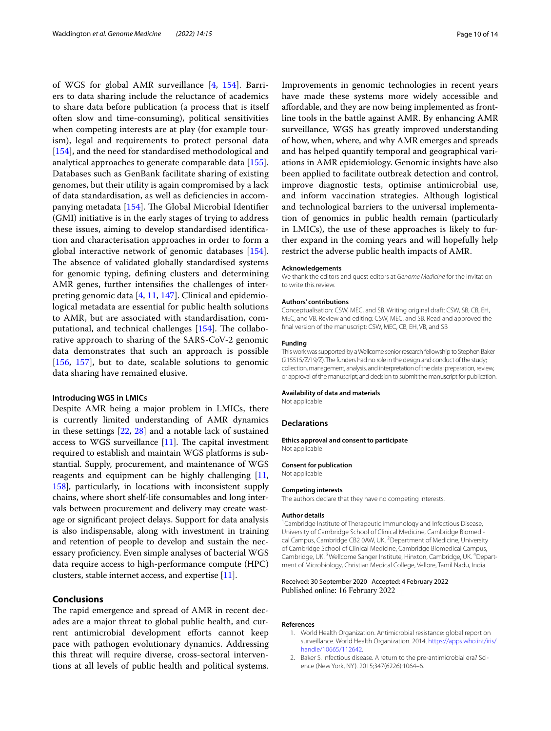of WGS for global AMR surveillance [4, 154]. Barriers to data sharing include the reluctance of academics to share data before publication (a process that is itself often slow and time-consuming), political sensitivities when competing interests are at play (for example tourism), legal and requirements to protect personal data [154], and the need for standardised methodological and analytical approaches to generate comparable data [155]. Databases such as GenBank facilitate sharing of existing genomes, but their utility is again compromised by a lack of data standardisation, as well as deficiencies in accompanying metadata [154]. The Global Microbial Identifier (GMI) initiative is in the early stages of trying to address these issues, aiming to develop standardised identification and characterisation approaches in order to form a global interactive network of genomic databases [154]. The absence of validated globally standardised systems for genomic typing, defining clusters and determining AMR genes, further intensifies the challenges of interpreting genomic data [4, 11, 147]. Clinical and epidemiological metadata are essential for public health solutions to AMR, but are associated with standardisation, computational, and technical challenges [154]. The collaborative approach to sharing of the SARS-CoV-2 genomic data demonstrates that such an approach is possible [156, 157], but to date, scalable solutions to genomic data sharing have remained elusive.

### Introducing WGS in LMICs

Despite AMR being a major problem in LMICs, there is currently limited understanding of AMR dynamics in these settings [22, 28] and a notable lack of sustained access to WGS surveillance [11]. The capital investment required to establish and maintain WGS platforms is substantial. Supply, procurement, and maintenance of WGS reagents and equipment can be highly challenging [11, 158], particularly, in locations with inconsistent supply chains, where short shelf-life consumables and long intervals between procurement and delivery may create wastage or significant project delays. Support for data analysis is also indispensable, along with investment in training and retention of people to develop and sustain the necessary proficiency. Even simple analyses of bacterial WGS data require access to high-performance compute (HPC) clusters, stable internet access, and expertise [11].

## Conclusions

The rapid emergence and spread of AMR in recent decades are a major threat to global public health, and current antimicrobial development efforts cannot keep pace with pathogen evolutionary dynamics. Addressing this threat will require diverse, cross-sectoral interventions at all levels of public health and political systems. Improvements in genomic technologies in recent years have made these systems more widely accessible and affordable, and they are now being implemented as frontline tools in the battle against AMR. By enhancing AMR surveillance, WGS has greatly improved understanding of how, when, where, and why AMR emerges and spreads and has helped quantify temporal and geographical variations in AMR epidemiology. Genomic insights have also been applied to facilitate outbreak detection and control, improve diagnostic tests, optimise antimicrobial use, and inform vaccination strategies. Although logistical and technological barriers to the universal implementation of genomics in public health remain (particularly in LMICs), the use of these approaches is likely to further expand in the coming years and will hopefully help restrict the adverse public health impacts of AMR.

#### Acknowledgements

We thank the editors and guest editors at *Genome Medicine* for the invitation to write this review.

#### Authors' contributions

Conceptualisation: CSW, MEC, and SB. Writing original draft: CSW, SB, CB, EH, MEC, and VB. Review and editing: CSW, MEC, and SB. Read and approved the final version of the manuscript: CSW, MEC, CB, EH, VB, and SB

#### Funding

This work was supported by a Wellcome senior research fellowship to Stephen Baker (215515/Z/19/Z). The funders had no role in the design and conduct of the study; collection, management, analysis, and interpretation of the data; preparation, review, or approval of the manuscript; and decision to submit the manuscript for publication.

#### Availability of data and materials

Not applicable

### Declarations

#### Ethics approval and consent to participate

Not applicable

#### Consent for publication

Not applicable

#### Competing interests

The authors declare that they have no competing interests.

#### Author details

[1]Cambridge Institute of Therapeutic Immunology and Infectious Disease, University of Cambridge School of Clinical Medicine, Cambridge Biomedical Campus, Cambridge CB2 0AW, UK. [2]Department of Medicine, University of Cambridge School of Clinical Medicine, Cambridge Biomedical Campus, Cambridge, UK. [3]Wellcome Sanger Institute, Hinxton, Cambridge, UK. [4]Department of Microbiology, Christian Medical College, Vellore, Tamil Nadu, India.

Received: 30 September 2020 Accepted: 4 February 2022
Published online: 16 February 2022

#### References

1. World Health Organization. Antimicrobial resistance: global report on surveillance. World Health Organization. 2014. https://apps.who.int/iris/handle/10665/112642.
2. Baker S. Infectious disease. A return to the pre-antimicrobial era? Science (New York, NY). 2015;347(6226):1064–6.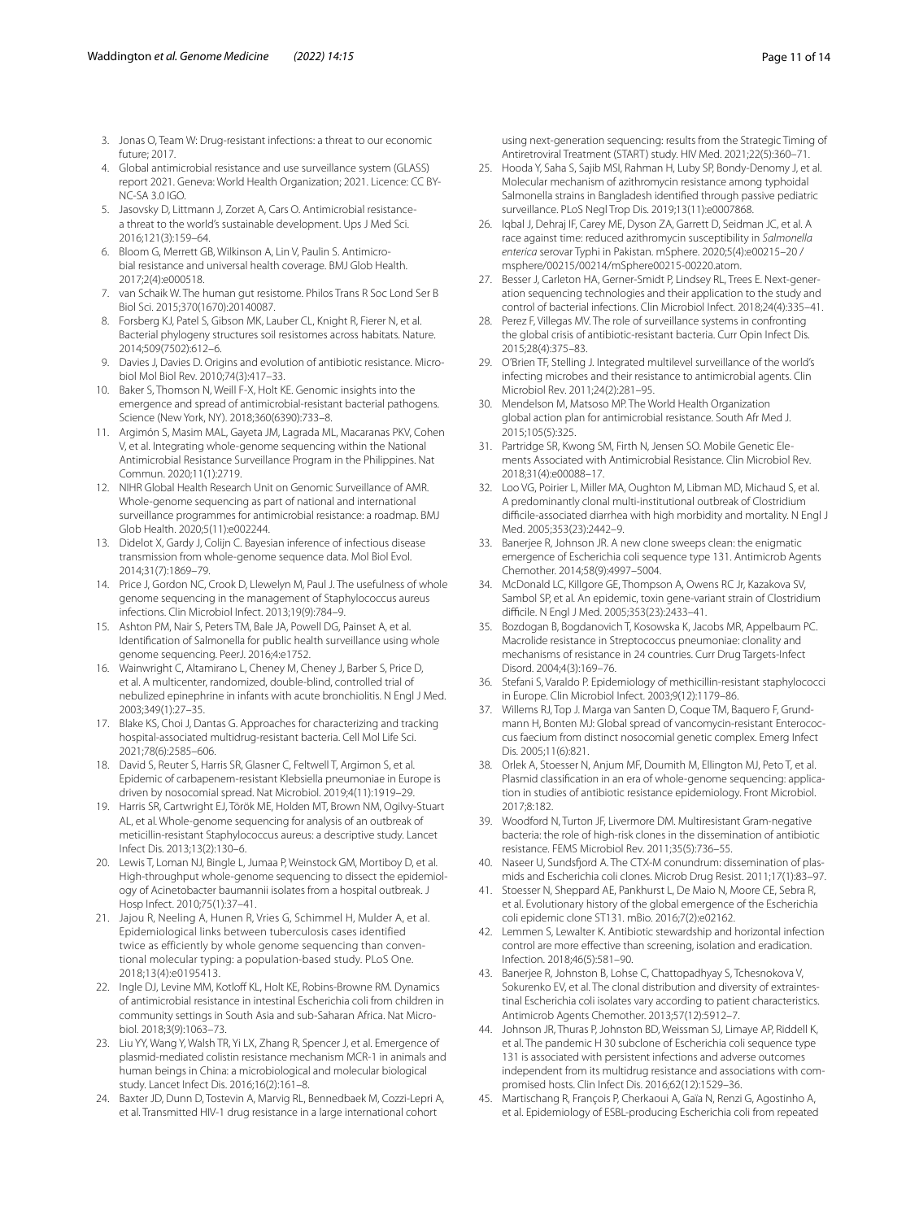3. Jonas O, Team W: Drug-resistant infections: a threat to our economic future; 2017.
4. Global antimicrobial resistance and use surveillance system (GLASS) report 2021. Geneva: World Health Organization; 2021. Licence: CC BY-NC-SA 3.0 IGO.
5. Jasovsky D, Littmann J, Zorzet A, Cars O. Antimicrobial resistance-a threat to the world's sustainable development. Ups J Med Sci. 2016;121(3):159–64.
6. Bloom G, Merrett GB, Wilkinson A, Lin V, Paulin S. Antimicrobial resistance and universal health coverage. BMJ Glob Health. 2017;2(4):e000518.
7. van Schaik W. The human gut resistome. Philos Trans R Soc Lond Ser B Biol Sci. 2015;370(1670):20140087.
8. Forsberg KJ, Patel S, Gibson MK, Lauber CL, Knight R, Fierer N, et al. Bacterial phylogeny structures soil resistomes across habitats. Nature. 2014;509(7502):612–6.
9. Davies J, Davies D. Origins and evolution of antibiotic resistance. Microbiol Mol Biol Rev. 2010;74(3):417–33.
10. Baker S, Thomson N, Weill F-X, Holt KE. Genomic insights into the emergence and spread of antimicrobial-resistant bacterial pathogens. Science (New York, NY). 2018;360(6390):733–8.
11. Argimón S, Masim MAL, Gayeta JM, Lagrada ML, Macaranas PKV, Cohen V, et al. Integrating whole-genome sequencing within the National Antimicrobial Resistance Surveillance Program in the Philippines. Nat Commun. 2020;11(1):2719.
12. NIHR Global Health Research Unit on Genomic Surveillance of AMR. Whole-genome sequencing as part of national and international surveillance programmes for antimicrobial resistance: a roadmap. BMJ Glob Health. 2020;5(11):e002244.
13. Didelot X, Gardy J, Colijn C. Bayesian inference of infectious disease transmission from whole-genome sequence data. Mol Biol Evol. 2014;31(7):1869–79.
14. Price J, Gordon NC, Crook D, Llewelyn M, Paul J. The usefulness of whole genome sequencing in the management of Staphylococcus aureus infections. Clin Microbiol Infect. 2013;19(9):784–9.
15. Ashton PM, Nair S, Peters TM, Bale JA, Powell DG, Painset A, et al. Identification of Salmonella for public health surveillance using whole genome sequencing. PeerJ. 2016;4:e1752.
16. Wainwright C, Altamirano L, Cheney M, Cheney J, Barber S, Price D, et al. A multicenter, randomized, double-blind, controlled trial of nebulized epinephrine in infants with acute bronchiolitis. N Engl J Med. 2003;349(1):27–35.
17. Blake KS, Choi J, Dantas G. Approaches for characterizing and tracking hospital-associated multidrug-resistant bacteria. Cell Mol Life Sci. 2021;78(6):2585–606.
18. David S, Reuter S, Harris SR, Glasner C, Feltwell T, Argimon S, et al. Epidemic of carbapenem-resistant Klebsiella pneumoniae in Europe is driven by nosocomial spread. Nat Microbiol. 2019;4(11):1919–29.
19. Harris SR, Cartwright EJ, Török ME, Holden MT, Brown NM, Ogilvy-Stuart AL, et al. Whole-genome sequencing for analysis of an outbreak of meticillin-resistant Staphylococcus aureus: a descriptive study. Lancet Infect Dis. 2013;13(2):130–6.
20. Lewis T, Loman NJ, Bingle L, Jumaa P, Weinstock GM, Mortiboy D, et al. High-throughput whole-genome sequencing to dissect the epidemiology of Acinetobacter baumannii isolates from a hospital outbreak. J Hosp Infect. 2010;75(1):37–41.
21. Jajou R, Neeling A, Hunen R, Vries G, Schimmel H, Mulder A, et al. Epidemiological links between tuberculosis cases identified twice as efficiently by whole genome sequencing than conventional molecular typing: a population-based study. PLoS One. 2018;13(4):e0195413.
22. Ingle DJ, Levine MM, Kotloff KL, Holt KE, Robins-Browne RM. Dynamics of antimicrobial resistance in intestinal Escherichia coli from children in community settings in South Asia and sub-Saharan Africa. Nat Microbiol. 2018;3(9):1063–73.
23. Liu YY, Wang Y, Walsh TR, Yi LX, Zhang R, Spencer J, et al. Emergence of plasmid-mediated colistin resistance mechanism MCR-1 in animals and human beings in China: a microbiological and molecular biological study. Lancet Infect Dis. 2016;16(2):161–8.
24. Baxter JD, Dunn D, Tostevin A, Marvig RL, Bennedbaek M, Cozzi-Lepri A, et al. Transmitted HIV-1 drug resistance in a large international cohort using next-generation sequencing: results from the Strategic Timing of Antiretroviral Treatment (START) study. HIV Med. 2021;22(5):360–71.
25. Hooda Y, Saha S, Sajib MSI, Rahman H, Luby SP, Bondy-Denomy J, et al. Molecular mechanism of azithromycin resistance among typhoidal Salmonella strains in Bangladesh identified through passive pediatric surveillance. PLoS Negl Trop Dis. 2019;13(11):e0007868.
26. Iqbal J, Dehraj IF, Carey ME, Dyson ZA, Garrett D, Seidman JC, et al. A race against time: reduced azithromycin susceptibility in *Salmonella enterica* serovar Typhi in Pakistan. mSphere. 2020;5(4):e00215–20 / msphere/00215/00214/mSphere00215-00220.atom.
27. Besser J, Carleton HA, Gerner-Smidt P, Lindsey RL, Trees E. Next-generation sequencing technologies and their application to the study and control of bacterial infections. Clin Microbiol Infect. 2018;24(4):335–41.
28. Perez F, Villegas MV. The role of surveillance systems in confronting the global crisis of antibiotic-resistant bacteria. Curr Opin Infect Dis. 2015;28(4):375–83.
29. O'Brien TF, Stelling J. Integrated multilevel surveillance of the world's infecting microbes and their resistance to antimicrobial agents. Clin Microbiol Rev. 2011;24(2):281–95.
30. Mendelson M, Matsoso MP. The World Health Organization global action plan for antimicrobial resistance. South Afr Med J. 2015;105(5):325.
31. Partridge SR, Kwong SM, Firth N, Jensen SO. Mobile Genetic Elements Associated with Antimicrobial Resistance. Clin Microbiol Rev. 2018;31(4):e00088–17.
32. Loo VG, Poirier L, Miller MA, Oughton M, Libman MD, Michaud S, et al. A predominantly clonal multi-institutional outbreak of Clostridium difficile-associated diarrhea with high morbidity and mortality. N Engl J Med. 2005;353(23):2442–9.
33. Banerjee R, Johnson JR. A new clone sweeps clean: the enigmatic emergence of Escherichia coli sequence type 131. Antimicrob Agents Chemother. 2014;58(9):4997–5004.
34. McDonald LC, Killgore GE, Thompson A, Owens RC Jr, Kazakova SV, Sambol SP, et al. An epidemic, toxin gene-variant strain of Clostridium difficile. N Engl J Med. 2005;353(23):2433–41.
35. Bozdogan B, Bogdanovich T, Kosowska K, Jacobs MR, Appelbaum PC. Macrolide resistance in Streptococcus pneumoniae: clonality and mechanisms of resistance in 24 countries. Curr Drug Targets-Infect Disord. 2004;4(3):169–76.
36. Stefani S, Varaldo P. Epidemiology of methicillin-resistant staphylococci in Europe. Clin Microbiol Infect. 2003;9(12):1179–86.
37. Willems RJ, Top J. Marga van Santen D, Coque TM, Baquero F, Grundmann H, Bonten MJ: Global spread of vancomycin-resistant Enterococcus faecium from distinct nosocomial genetic complex. Emerg Infect Dis. 2005;11(6):821.
38. Orlek A, Stoesser N, Anjum MF, Doumith M, Ellington MJ, Peto T, et al. Plasmid classification in an era of whole-genome sequencing: application in studies of antibiotic resistance epidemiology. Front Microbiol. 2017;8:182.
39. Woodford N, Turton JF, Livermore DM. Multiresistant Gram-negative bacteria: the role of high-risk clones in the dissemination of antibiotic resistance. FEMS Microbiol Rev. 2011;35(5):736–55.
40. Naseer U, Sundsfjord A. The CTX-M conundrum: dissemination of plasmids and Escherichia coli clones. Microb Drug Resist. 2011;17(1):83–97.
41. Stoesser N, Sheppard AE, Pankhurst L, De Maio N, Moore CE, Sebra R, et al. Evolutionary history of the global emergence of the Escherichia coli epidemic clone ST131. mBio. 2016;7(2):e02162.
42. Lemmen S, Lewalter K. Antibiotic stewardship and horizontal infection control are more effective than screening, isolation and eradication. Infection. 2018;46(5):581–90.
43. Banerjee R, Johnston B, Lohse C, Chattopadhyay S, Tchesnokova V, Sokurenko EV, et al. The clonal distribution and diversity of extraintestinal Escherichia coli isolates vary according to patient characteristics. Antimicrob Agents Chemother. 2013;57(12):5912–7.
44. Johnson JR, Thuras P, Johnston BD, Weissman SJ, Limaye AP, Riddell K, et al. The pandemic H 30 subclone of Escherichia coli sequence type 131 is associated with persistent infections and adverse outcomes independent from its multidrug resistance and associations with compromised hosts. Clin Infect Dis. 2016;62(12):1529–36.
45. Martischang R, François P, Cherkaoui A, Gaïa N, Renzi G, Agostinho A, et al. Epidemiology of ESBL-producing Escherichia coli from repeated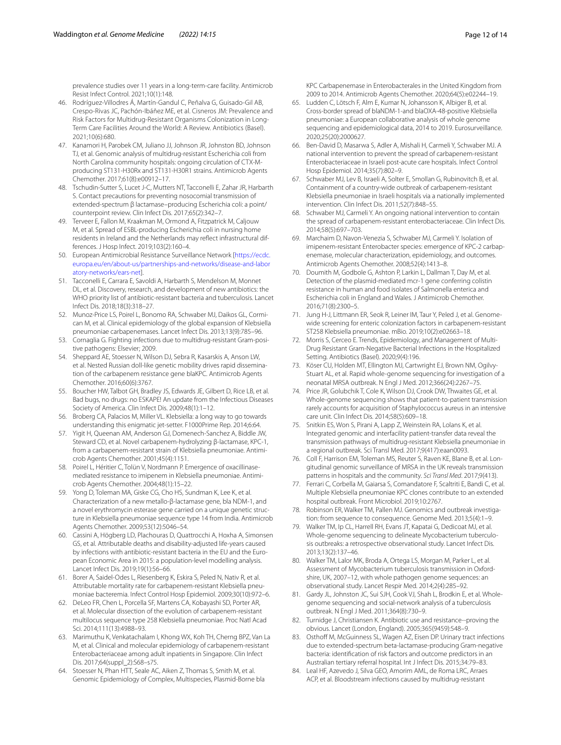prevalence studies over 11 years in a long-term-care facility. Antimicrob Resist Infect Control. 2021;10(1):148.

46. Rodríguez-Villodres Á, Martín-Gandul C, Peñalva G, Guisado-Gil AB, Crespo-Rivas JC, Pachón-Ibáñez ME, et al. Cisneros JM: Prevalence and Risk Factors for Multidrug-Resistant Organisms Colonization in Long-Term Care Facilities Around the World: A Review. Antibiotics (Basel). 2021;10(6):680.
47. Kanamori H, Parobek CM, Juliano JJ, Johnson JR, Johnston BD, Johnson TJ, et al. Genomic analysis of multidrug-resistant Escherichia coli from North Carolina community hospitals: ongoing circulation of CTX-M-producing ST131-H30Rx and ST131-H30R1 strains. Antimicrob Agents Chemother. 2017;61(8):e00912–17.
48. Tschudin-Sutter S, Lucet J-C, Mutters NT, Tacconelli E, Zahar JR, Harbarth S. Contact precautions for preventing nosocomial transmission of extended-spectrum β lactamase–producing Escherichia coli: a point/counterpoint review. Clin Infect Dis. 2017;65(2):342–7.
49. Terveer E, Fallon M, Kraakman M, Ormond A, Fitzpatrick M, Caljouw M, et al. Spread of ESBL-producing Escherichia coli in nursing home residents in Ireland and the Netherlands may reflect infrastructural differences. J Hosp Infect. 2019;103(2):160–4.
50. European Antimicrobial Resistance Surveillance Network [https://ecdc.europa.eu/en/about-us/partnerships-and-networks/disease-and-laboratory-networks/ears-net].
51. Tacconelli E, Carrara E, Savoldi A, Harbarth S, Mendelson M, Monnet DL, et al. Discovery, research, and development of new antibiotics: the WHO priority list of antibiotic-resistant bacteria and tuberculosis. Lancet Infect Dis. 2018;18(3):318–27.
52. Munoz-Price LS, Poirel L, Bonomo RA, Schwaber MJ, Daikos GL, Cormican M, et al. Clinical epidemiology of the global expansion of Klebsiella pneumoniae carbapenemases. Lancet Infect Dis. 2013;13(9):785–96.
53. Cornaglia G. Fighting infections due to multidrug-resistant Gram-positive pathogens: Elsevier; 2009.
54. Sheppard AE, Stoesser N, Wilson DJ, Sebra R, Kasarskis A, Anson LW, et al. Nested Russian doll-like genetic mobility drives rapid dissemination of the carbapenem resistance gene blaKPC. Antimicrob Agents Chemother. 2016;60(6):3767.
55. Boucher HW, Talbot GH, Bradley JS, Edwards JE, Gilbert D, Rice LB, et al. Bad bugs, no drugs: no ESKAPE! An update from the Infectious Diseases Society of America. Clin Infect Dis. 2009;48(1):1–12.
56. Broberg CA, Palacios M, Miller VL. Klebsiella: a long way to go towards understanding this enigmatic jet-setter. F1000Prime Rep. 2014;6:64.
57. Yigit H, Queenan AM, Anderson GJ, Domenech-Sanchez A, Biddle JW, Steward CD, et al. Novel carbapenem-hydrolyzing β-lactamase, KPC-1, from a carbapenem-resistant strain of Klebsiella pneumoniae. Antimicrob Agents Chemother. 2001;45(4):1151.
58. Poirel L, Héritier C, Tolün V, Nordmann P. Emergence of oxacillinase-mediated resistance to imipenem in Klebsiella pneumoniae. Antimicrob Agents Chemother. 2004;48(1):15–22.
59. Yong D, Toleman MA, Giske CG, Cho HS, Sundman K, Lee K, et al. Characterization of a new metallo-β-lactamase gene, bla NDM-1, and a novel erythromycin esterase gene carried on a unique genetic structure in Klebsiella pneumoniae sequence type 14 from India. Antimicrob Agents Chemother. 2009;53(12):5046–54.
60. Cassini A, Högberg LD, Plachouras D, Quattrocchi A, Hoxha A, Simonsen GS, et al. Attributable deaths and disability-adjusted life-years caused by infections with antibiotic-resistant bacteria in the EU and the European Economic Area in 2015: a population-level modelling analysis. Lancet Infect Dis. 2019;19(1):56–66.
61. Borer A, Saidel-Odes L, Riesenberg K, Eskira S, Peled N, Nativ R, et al. Attributable mortality rate for carbapenem-resistant Klebsiella pneumoniae bacteremia. Infect Control Hosp Epidemiol. 2009;30(10):972–6.
62. DeLeo FR, Chen L, Porcella SF, Martens CA, Kobayashi SD, Porter AR, et al. Molecular dissection of the evolution of carbapenem-resistant multilocus sequence type 258 Klebsiella pneumoniae. Proc Natl Acad Sci. 2014;111(13):4988–93.
63. Marimuthu K, Venkatachalam I, Khong WX, Koh TH, Cherng BPZ, Van La M, et al. Clinical and molecular epidemiology of carbapenem-resistant Enterobacteriaceae among adult inpatients in Singapore. Clin Infect Dis. 2017;64(suppl_2):S68–s75.
64. Stoesser N, Phan HTT, Seale AC, Aiken Z, Thomas S, Smith M, et al. Genomic Epidemiology of Complex, Multispecies, Plasmid-Borne bla KPC Carbapenemase in Enterobacterales in the United Kingdom from 2009 to 2014. Antimicrob Agents Chemother. 2020;64(5):e02244–19.
65. Ludden C, Lötsch F, Alm E, Kumar N, Johansson K, Albiger B, et al. Cross-border spread of blaNDM-1-and blaOXA-48-positive Klebsiella pneumoniae: a European collaborative analysis of whole genome sequencing and epidemiological data, 2014 to 2019. Eurosurveillance. 2020;25(20):2000627.
66. Ben-David D, Masarwa S, Adler A, Mishali H, Carmeli Y, Schwaber MJ. A national intervention to prevent the spread of carbapenem-resistant Enterobacteriaceae in Israeli post-acute care hospitals. Infect Control Hosp Epidemiol. 2014;35(7):802–9.
67. Schwaber MJ, Lev B, Israeli A, Solter E, Smollan G, Rubinovitch B, et al. Containment of a country-wide outbreak of carbapenem-resistant Klebsiella pneumoniae in Israeli hospitals via a nationally implemented intervention. Clin Infect Dis. 2011;52(7):848–55.
68. Schwaber MJ, Carmeli Y. An ongoing national intervention to contain the spread of carbapenem-resistant enterobacteriaceae. Clin Infect Dis. 2014;58(5):697–703.
69. Marchaim D, Navon-Venezia S, Schwaber MJ, Carmeli Y. Isolation of imipenem-resistant Enterobacter species: emergence of KPC-2 carbapenemase, molecular characterization, epidemiology, and outcomes. Antimicrob Agents Chemother. 2008;52(4):1413–8.
70. Doumith M, Godbole G, Ashton P, Larkin L, Dallman T, Day M, et al. Detection of the plasmid-mediated mcr-1 gene conferring colistin resistance in human and food isolates of Salmonella enterica and Escherichia coli in England and Wales. J Antimicrob Chemother. 2016;71(8):2300–5.
71. Jung H-J, Littmann ER, Seok R, Leiner IM, Taur Y, Peled J, et al. Genome-wide screening for enteric colonization factors in carbapenem-resistant ST258 Klebsiella pneumoniae. mBio. 2019;10(2):e02663–18.
72. Morris S, Cerceo E. Trends, Epidemiology, and Management of Multi-Drug Resistant Gram-Negative Bacterial Infections in the Hospitalized Setting. Antibiotics (Basel). 2020;9(4):196.
73. Köser CU, Holden MT, Ellington MJ, Cartwright EJ, Brown NM, Ogilvy-Stuart AL, et al. Rapid whole-genome sequencing for investigation of a neonatal MRSA outbreak. N Engl J Med. 2012;366(24):2267–75.
74. Price JR, Golubchik T, Cole K, Wilson DJ, Crook DW, Thwaites GE, et al. Whole-genome sequencing shows that patient-to-patient transmission rarely accounts for acquisition of Staphylococcus aureus in an intensive care unit. Clin Infect Dis. 2014;58(5):609–18.
75. Snitkin ES, Won S, Pirani A, Lapp Z, Weinstein RA, Lolans K, et al. Integrated genomic and interfacility patient-transfer data reveal the transmission pathways of multidrug-resistant Klebsiella pneumoniae in a regional outbreak. Sci Transl Med. 2017;9(417):eaan0093.
76. Coll F, Harrison EM, Toleman MS, Reuter S, Raven KE, Blane B, et al. Longitudinal genomic surveillance of MRSA in the UK reveals transmission patterns in hospitals and the community. *Sci Transl Med*. 2017;9(413).
77. Ferrari C, Corbella M, Gaiarsa S, Comandatore F, Scaltriti E, Bandi C, et al. Multiple Klebsiella pneumoniae KPC clones contribute to an extended hospital outbreak. Front Microbiol. 2019;10:2767.
78. Robinson ER, Walker TM, Pallen MJ. Genomics and outbreak investigation: from sequence to consequence. Genome Med. 2013;5(4):1–9.
79. Walker TM, Ip CL, Harrell RH, Evans JT, Kapatai G, Dedicoat MJ, et al. Whole-genome sequencing to delineate Mycobacterium tuberculosis outbreaks: a retrospective observational study. Lancet Infect Dis. 2013;13(2):137–46.
80. Walker TM, Lalor MK, Broda A, Ortega LS, Morgan M, Parker L, et al. Assessment of Mycobacterium tuberculosis transmission in Oxfordshire, UK, 2007–12, with whole pathogen genome sequences: an observational study. Lancet Respir Med. 2014;2(4):285–92.
81. Gardy JL, Johnston JC, Sui SJH, Cook VJ, Shah L, Brodkin E, et al. Whole-genome sequencing and social-network analysis of a tuberculosis outbreak. N Engl J Med. 2011;364(8):730–9.
82. Turnidge J, Christiansen K. Antibiotic use and resistance--proving the obvious. Lancet (London, England). 2005;365(9459):548–9.
83. Osthoff M, McGuinness SL, Wagen AZ, Eisen DP. Urinary tract infections due to extended-spectrum beta-lactamase-producing Gram-negative bacteria: identification of risk factors and outcome predictors in an Australian tertiary referral hospital. Int J Infect Dis. 2015;34:79–83.
84. Leal HF, Azevedo J, Silva GEO, Amorim AML, de Roma LRC, Arraes ACP, et al. Bloodstream infections caused by multidrug-resistant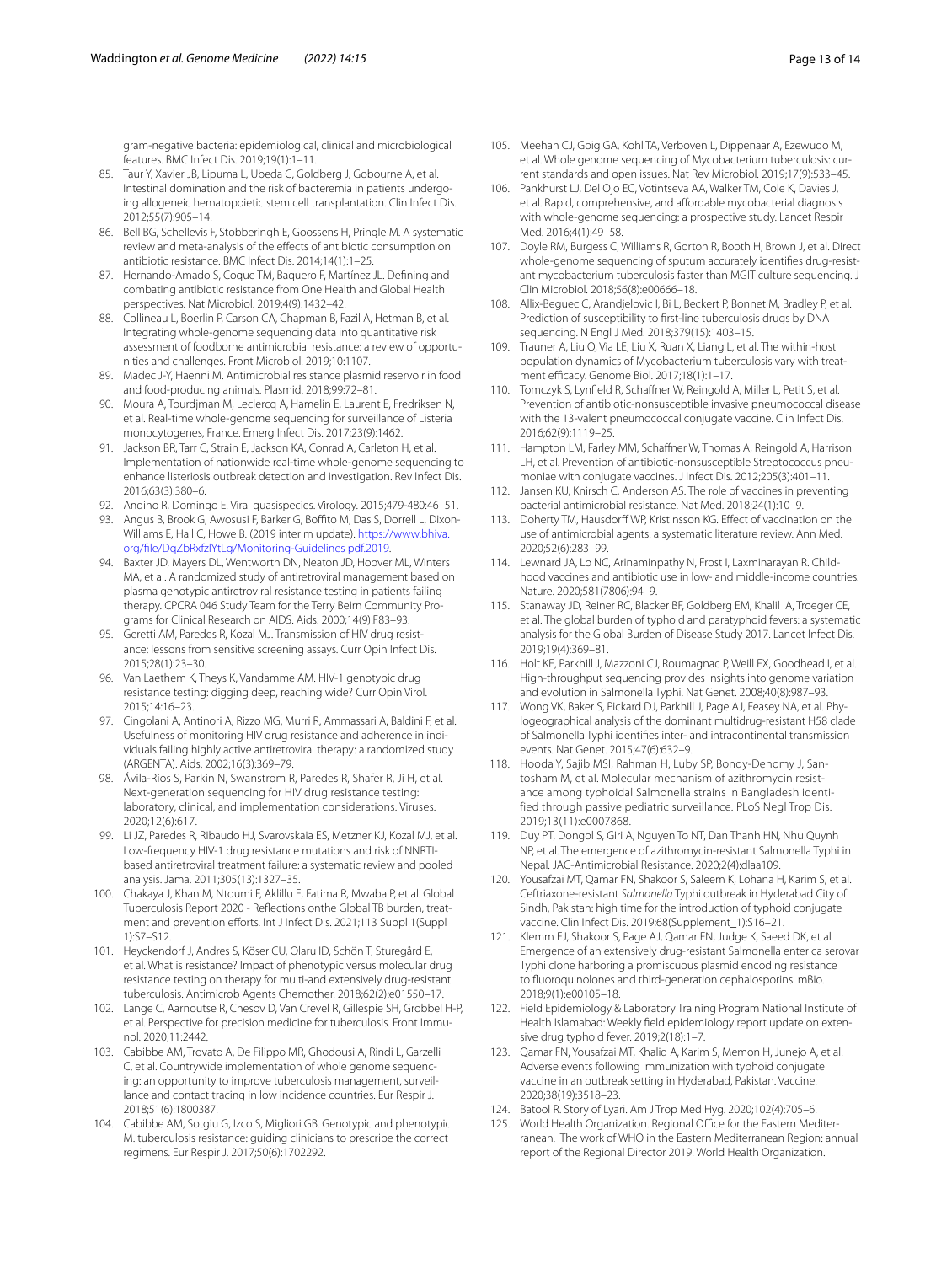gram-negative bacteria: epidemiological, clinical and microbiological features. BMC Infect Dis. 2019;19(1):1–11.

85. Taur Y, Xavier JB, Lipuma L, Ubeda C, Goldberg J, Gobourne A, et al. Intestinal domination and the risk of bacteremia in patients undergoing allogeneic hematopoietic stem cell transplantation. Clin Infect Dis. 2012;55(7):905–14.
86. Bell BG, Schellevis F, Stobberingh E, Goossens H, Pringle M. A systematic review and meta-analysis of the effects of antibiotic consumption on antibiotic resistance. BMC Infect Dis. 2014;14(1):1–25.
87. Hernando-Amado S, Coque TM, Baquero F, Martínez JL. Defining and combating antibiotic resistance from One Health and Global Health perspectives. Nat Microbiol. 2019;4(9):1432–42.
88. Collineau L, Boerlin P, Carson CA, Chapman B, Fazil A, Hetman B, et al. Integrating whole-genome sequencing data into quantitative risk assessment of foodborne antimicrobial resistance: a review of opportunities and challenges. Front Microbiol. 2019;10:1107.
89. Madec J-Y, Haenni M. Antimicrobial resistance plasmid reservoir in food and food-producing animals. Plasmid. 2018;99:72–81.
90. Moura A, Tourdjman M, Leclercq A, Hamelin E, Laurent E, Fredriksen N, et al. Real-time whole-genome sequencing for surveillance of Listeria monocytogenes, France. Emerg Infect Dis. 2017;23(9):1462.
91. Jackson BR, Tarr C, Strain E, Jackson KA, Conrad A, Carleton H, et al. Implementation of nationwide real-time whole-genome sequencing to enhance listeriosis outbreak detection and investigation. Rev Infect Dis. 2016;63(3):380–6.
92. Andino R, Domingo E. Viral quasispecies. Virology. 2015;479-480:46–51.
93. Angus B, Brook G, Awosusi F, Barker G, Boffito M, Das S, Dorrell L, Dixon-Williams E, Hall C, Howe B. (2019 interim update). https://www.bhiva.org/file/DqZbRxfzlYtLg/Monitoring-Guidelines pdf.2019.
94. Baxter JD, Mayers DL, Wentworth DN, Neaton JD, Hoover ML, Winters MA, et al. A randomized study of antiretroviral management based on plasma genotypic antiretroviral resistance testing in patients failing therapy. CPCRA 046 Study Team for the Terry Beirn Community Programs for Clinical Research on AIDS. Aids. 2000;14(9):F83–93.
95. Geretti AM, Paredes R, Kozal MJ. Transmission of HIV drug resistance: lessons from sensitive screening assays. Curr Opin Infect Dis. 2015;28(1):23–30.
96. Van Laethem K, Theys K, Vandamme AM. HIV-1 genotypic drug resistance testing: digging deep, reaching wide? Curr Opin Virol. 2015;14:16–23.
97. Cingolani A, Antinori A, Rizzo MG, Murri R, Ammassari A, Baldini F, et al. Usefulness of monitoring HIV drug resistance and adherence in individuals failing highly active antiretroviral therapy: a randomized study (ARGENTA). Aids. 2002;16(3):369–79.
98. Ávila-Ríos S, Parkin N, Swanstrom R, Paredes R, Shafer R, Ji H, et al. Next-generation sequencing for HIV drug resistance testing: laboratory, clinical, and implementation considerations. Viruses. 2020;12(6):617.
99. Li JZ, Paredes R, Ribaudo HJ, Svarovskaia ES, Metzner KJ, Kozal MJ, et al. Low-frequency HIV-1 drug resistance mutations and risk of NNRTI-based antiretroviral treatment failure: a systematic review and pooled analysis. Jama. 2011;305(13):1327–35.
100. Chakaya J, Khan M, Ntoumi F, Aklillu E, Fatima R, Mwaba P, et al. Global Tuberculosis Report 2020 - Reflections onthe Global TB burden, treatment and prevention efforts. Int J Infect Dis. 2021;113 Suppl 1(Suppl 1):S7–S12.
101. Heyckendorf J, Andres S, Köser CU, Olaru ID, Schön T, Sturegård E, et al. What is resistance? Impact of phenotypic versus molecular drug resistance testing on therapy for multi-and extensively drug-resistant tuberculosis. Antimicrob Agents Chemother. 2018;62(2):e01550–17.
102. Lange C, Aarnoutse R, Chesov D, Van Crevel R, Gillespie SH, Grobbel H-P, et al. Perspective for precision medicine for tuberculosis. Front Immunol. 2020;11:2442.
103. Cabibbe AM, Trovato A, De Filippo MR, Ghodousi A, Rindi L, Garzelli C, et al. Countrywide implementation of whole genome sequencing: an opportunity to improve tuberculosis management, surveillance and contact tracing in low incidence countries. Eur Respir J. 2018;51(6):1800387.
104. Cabibbe AM, Sotgiu G, Izco S, Migliori GB. Genotypic and phenotypic M. tuberculosis resistance: guiding clinicians to prescribe the correct regimens. Eur Respir J. 2017;50(6):1702292.
105. Meehan CJ, Goig GA, Kohl TA, Verboven L, Dippenaar A, Ezewudo M, et al. Whole genome sequencing of Mycobacterium tuberculosis: current standards and open issues. Nat Rev Microbiol. 2019;17(9):533–45.
106. Pankhurst LJ, Del Ojo EC, Votintseva AA, Walker TM, Cole K, Davies J, et al. Rapid, comprehensive, and affordable mycobacterial diagnosis with whole-genome sequencing: a prospective study. Lancet Respir Med. 2016;4(1):49–58.
107. Doyle RM, Burgess C, Williams R, Gorton R, Booth H, Brown J, et al. Direct whole-genome sequencing of sputum accurately identifies drug-resistant mycobacterium tuberculosis faster than MGIT culture sequencing. J Clin Microbiol. 2018;56(8):e00666–18.
108. Allix-Beguec C, Arandjelovic I, Bi L, Beckert P, Bonnet M, Bradley P, et al. Prediction of susceptibility to first-line tuberculosis drugs by DNA sequencing. N Engl J Med. 2018;379(15):1403–15.
109. Trauner A, Liu Q, Via LE, Liu X, Ruan X, Liang L, et al. The within-host population dynamics of Mycobacterium tuberculosis vary with treatment efficacy. Genome Biol. 2017;18(1):1–17.
110. Tomczyk S, Lynfield R, Schaffner W, Reingold A, Miller L, Petit S, et al. Prevention of antibiotic-nonsusceptible invasive pneumococcal disease with the 13-valent pneumococcal conjugate vaccine. Clin Infect Dis. 2016;62(9):1119–25.
111. Hampton LM, Farley MM, Schaffner W, Thomas A, Reingold A, Harrison LH, et al. Prevention of antibiotic-nonsusceptible Streptococcus pneumoniae with conjugate vaccines. J Infect Dis. 2012;205(3):401–11.
112. Jansen KU, Knirsch C, Anderson AS. The role of vaccines in preventing bacterial antimicrobial resistance. Nat Med. 2018;24(1):10–9.
113. Doherty TM, Hausdorff WP, Kristinsson KG. Effect of vaccination on the use of antimicrobial agents: a systematic literature review. Ann Med. 2020;52(6):283–99.
114. Lewnard JA, Lo NC, Arinaminpathy N, Frost I, Laxminarayan R. Childhood vaccines and antibiotic use in low- and middle-income countries. Nature. 2020;581(7806):94–9.
115. Stanaway JD, Reiner RC, Blacker BF, Goldberg EM, Khalil IA, Troeger CE, et al. The global burden of typhoid and paratyphoid fevers: a systematic analysis for the Global Burden of Disease Study 2017. Lancet Infect Dis. 2019;19(4):369–81.
116. Holt KE, Parkhill J, Mazzoni CJ, Roumagnac P, Weill FX, Goodhead I, et al. High-throughput sequencing provides insights into genome variation and evolution in Salmonella Typhi. Nat Genet. 2008;40(8):987–93.
117. Wong VK, Baker S, Pickard DJ, Parkhill J, Page AJ, Feasey NA, et al. Phylogeographical analysis of the dominant multidrug-resistant H58 clade of Salmonella Typhi identifies inter- and intracontinental transmission events. Nat Genet. 2015;47(6):632–9.
118. Hooda Y, Sajib MSI, Rahman H, Luby SP, Bondy-Denomy J, Santosham M, et al. Molecular mechanism of azithromycin resistance among typhoidal Salmonella strains in Bangladesh identified through passive pediatric surveillance. PLoS Negl Trop Dis. 2019;13(11):e0007868.
119. Duy PT, Dongol S, Giri A, Nguyen To NT, Dan Thanh HN, Nhu Quynh NP, et al. The emergence of azithromycin-resistant Salmonella Typhi in Nepal. JAC-Antimicrobial Resistance. 2020;2(4):dlaa109.
120. Yousafzai MT, Qamar FN, Shakoor S, Saleem K, Lohana H, Karim S, et al. Ceftriaxone-resistant *Salmonella* Typhi outbreak in Hyderabad City of Sindh, Pakistan: high time for the introduction of typhoid conjugate vaccine. Clin Infect Dis. 2019;68(Supplement_1):S16–21.
121. Klemm EJ, Shakoor S, Page AJ, Qamar FN, Judge K, Saeed DK, et al. Emergence of an extensively drug-resistant Salmonella enterica serovar Typhi clone harboring a promiscuous plasmid encoding resistance to fluoroquinolones and third-generation cephalosporins. mBio. 2018;9(1):e00105–18.
122. Field Epidemiology & Laboratory Training Program National Institute of Health Islamabad: Weekly field epidemiology report update on extensive drug typhoid fever. 2019;2(18):1–7.
123. Qamar FN, Yousafzai MT, Khaliq A, Karim S, Memon H, Junejo A, et al. Adverse events following immunization with typhoid conjugate vaccine in an outbreak setting in Hyderabad, Pakistan. Vaccine. 2020;38(19):3518–23.
124. Batool R. Story of Lyari. Am J Trop Med Hyg. 2020;102(4):705–6.
125. World Health Organization. Regional Office for the Eastern Mediterranean. The work of WHO in the Eastern Mediterranean Region: annual report of the Regional Director 2019. World Health Organization.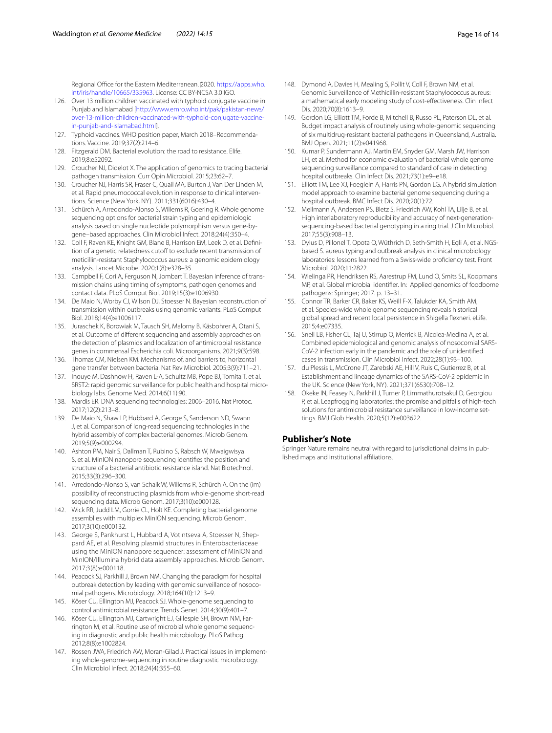Regional Office for the Eastern Mediterranean. ⁠2020. https://apps.who.int/iris/handle/10665/335963. License: CC BY-NCSA 3.0 IGO.

126. Over 13 million children vaccinated with typhoid conjugate vaccine in Punjab and Islamabad [http://www.emro.who.int/pak/pakistan-news/over-13-million-children-vaccinated-with-typhoid-conjugate-vaccine-in-punjab-and-islamabad.html].
127. Typhoid vaccines. WHO position paper, March 2018–Recommendations. Vaccine. 2019;37(2):214–6.
128. Fitzgerald DM. Bacterial evolution: the road to resistance. Elife. 2019;8:e52092.
129. Croucher NJ, Didelot X. The application of genomics to tracing bacterial pathogen transmission. Curr Opin Microbiol. 2015;23:62–7.
130. Croucher NJ, Harris SR, Fraser C, Quail MA, Burton J, Van Der Linden M, et al. Rapid pneumococcal evolution in response to clinical interventions. Science (New York, NY). 2011;331(6016):430–4.
131. Schürch A, Arredondo-Alonso S, Willems R, Goering R. Whole genome sequencing options for bacterial strain typing and epidemiologic analysis based on single nucleotide polymorphism versus gene-by-gene–based approaches. Clin Microbiol Infect. 2018;24(4):350–4.
132. Coll F, Raven KE, Knight GM, Blane B, Harrison EM, Leek D, et al. Definition of a genetic relatedness cutoff to exclude recent transmission of meticillin-resistant Staphylococcus aureus: a genomic epidemiology analysis. Lancet Microbe. 2020;1(8):e328–35.
133. Campbell F, Cori A, Ferguson N, Jombart T. Bayesian inference of transmission chains using timing of symptoms, pathogen genomes and contact data. PLoS Comput Biol. 2019;15(3):e1006930.
134. De Maio N, Worby CJ, Wilson DJ, Stoesser N. Bayesian reconstruction of transmission within outbreaks using genomic variants. PLoS Comput Biol. 2018;14(4):e1006117.
135. Juraschek K, Borowiak M, Tausch SH, Malorny B, Käsbohrer A, Otani S, et al. Outcome of different sequencing and assembly approaches on the detection of plasmids and localization of antimicrobial resistance genes in commensal Escherichia coli. Microorganisms. 2021;9(3):598.
136. Thomas CM, Nielsen KM. Mechanisms of, and barriers to, horizontal gene transfer between bacteria. Nat Rev Microbiol. 2005;3(9):711–21.
137. Inouye M, Dashnow H, Raven L-A, Schultz MB, Pope BJ, Tomita T, et al. SRST2: rapid genomic surveillance for public health and hospital microbiology labs. Genome Med. 2014;6(11):90.
138. Mardis ER. DNA sequencing technologies: 2006–2016. Nat Protoc. 2017;12(2):213–8.
139. De Maio N, Shaw LP, Hubbard A, George S, Sanderson ND, Swann J, et al. Comparison of long-read sequencing technologies in the hybrid assembly of complex bacterial genomes. Microb Genom. 2019;5(9):e000294.
140. Ashton PM, Nair S, Dallman T, Rubino S, Rabsch W, Mwaigwisya S, et al. MinION nanopore sequencing identifies the position and structure of a bacterial antibiotic resistance island. Nat Biotechnol. 2015;33(3):296–300.
141. Arredondo-Alonso S, van Schaik W, Willems R, Schürch A. On the (im)possibility of reconstructing plasmids from whole-genome short-read sequencing data. Microb Genom. 2017;3(10):e000128.
142. Wick RR, Judd LM, Gorrie CL, Holt KE. Completing bacterial genome assemblies with multiplex MinION sequencing. Microb Genom. 2017;3(10):e000132.
143. George S, Pankhurst L, Hubbard A, Votintseva A, Stoesser N, Sheppard AE, et al. Resolving plasmid structures in Enterobacteriaceae using the MinION nanopore sequencer: assessment of MinION and MinION/Illumina hybrid data assembly approaches. Microb Genom. 2017;3(8):e000118.
144. Peacock SJ, Parkhill J, Brown NM. Changing the paradigm for hospital outbreak detection by leading with genomic surveillance of nosocomial pathogens. Microbiology. 2018;164(10):1213–9.
145. Köser CU, Ellington MJ, Peacock SJ. Whole-genome sequencing to control antimicrobial resistance. Trends Genet. 2014;30(9):401–7.
146. Köser CU, Ellington MJ, Cartwright EJ, Gillespie SH, Brown NM, Farrington M, et al. Routine use of microbial whole genome sequencing in diagnostic and public health microbiology. PLoS Pathog. 2012;8(8):e1002824.
147. Rossen JWA, Friedrich AW, Moran-Gilad J. Practical issues in implementing whole-genome-sequencing in routine diagnostic microbiology. Clin Microbiol Infect. 2018;24(4):355–60.
148. Dymond A, Davies H, Mealing S, Pollit V, Coll F, Brown NM, et al. Genomic Surveillance of Methicillin-resistant Staphylococcus aureus: a mathematical early modeling study of cost-effectiveness. Clin Infect Dis. 2020;70(8):1613–9.
149. Gordon LG, Elliott TM, Forde B, Mitchell B, Russo PL, Paterson DL, et al. Budget impact analysis of routinely using whole-genomic sequencing of six multidrug-resistant bacterial pathogens in Queensland, Australia. BMJ Open. 2021;11(2):e041968.
150. Kumar P, Sundermann AJ, Martin EM, Snyder GM, Marsh JW, Harrison LH, et al. Method for economic evaluation of bacterial whole genome sequencing surveillance compared to standard of care in detecting hospital outbreaks. Clin Infect Dis. 2021;73(1):e9–e18.
151. Elliott TM, Lee XJ, Foeglein A, Harris PN, Gordon LG. A hybrid simulation model approach to examine bacterial genome sequencing during a hospital outbreak. BMC Infect Dis. 2020;20(1):72.
152. Mellmann A, Andersen PS, Bletz S, Friedrich AW, Kohl TA, Lilje B, et al. High interlaboratory reproducibility and accuracy of next-generation-sequencing-based bacterial genotyping in a ring trial. J Clin Microbiol. 2017;55(3):908–13.
153. Dylus D, Pillonel T, Opota O, Wüthrich D, Seth-Smith H, Egli A, et al. NGS-based S. aureus typing and outbreak analysis in clinical microbiology laboratories: lessons learned from a Swiss-wide proficiency test. Front Microbiol. 2020;11:2822.
154. Wielinga PR, Hendriksen RS, Aarestrup FM, Lund O, Smits SL, Koopmans MP, et al. Global microbial identifier. In: Applied genomics of foodborne pathogens: Springer; 2017. p. 13–31.
155. Connor TR, Barker CR, Baker KS, Weill F-X, Talukder KA, Smith AM, et al. Species-wide whole genome sequencing reveals historical global spread and recent local persistence in Shigella flexneri. eLife. 2015;4:e07335.
156. Snell LB, Fisher CL, Taj U, Stirrup O, Merrick B, Alcolea-Medina A, et al. Combined epidemiological and genomic analysis of nosocomial SARS-CoV-2 infection early in the pandemic and the role of unidentified cases in transmission. Clin Microbiol Infect. 2022;28(1):93–100.
157. du Plessis L, McCrone JT, Zarebski AE, Hill V, Ruis C, Gutierrez B, et al. Establishment and lineage dynamics of the SARS-CoV-2 epidemic in the UK. Science (New York, NY). 2021;371(6530):708–12.
158. Okeke IN, Feasey N, Parkhill J, Turner P, Limmathurotsakul D, Georgiou P, et al. Leapfrogging laboratories: the promise and pitfalls of high-tech solutions for antimicrobial resistance surveillance in low-income settings. BMJ Glob Health. 2020;5(12):e003622.

## Publisher's Note

Springer Nature remains neutral with regard to jurisdictional claims in published maps and institutional affiliations.